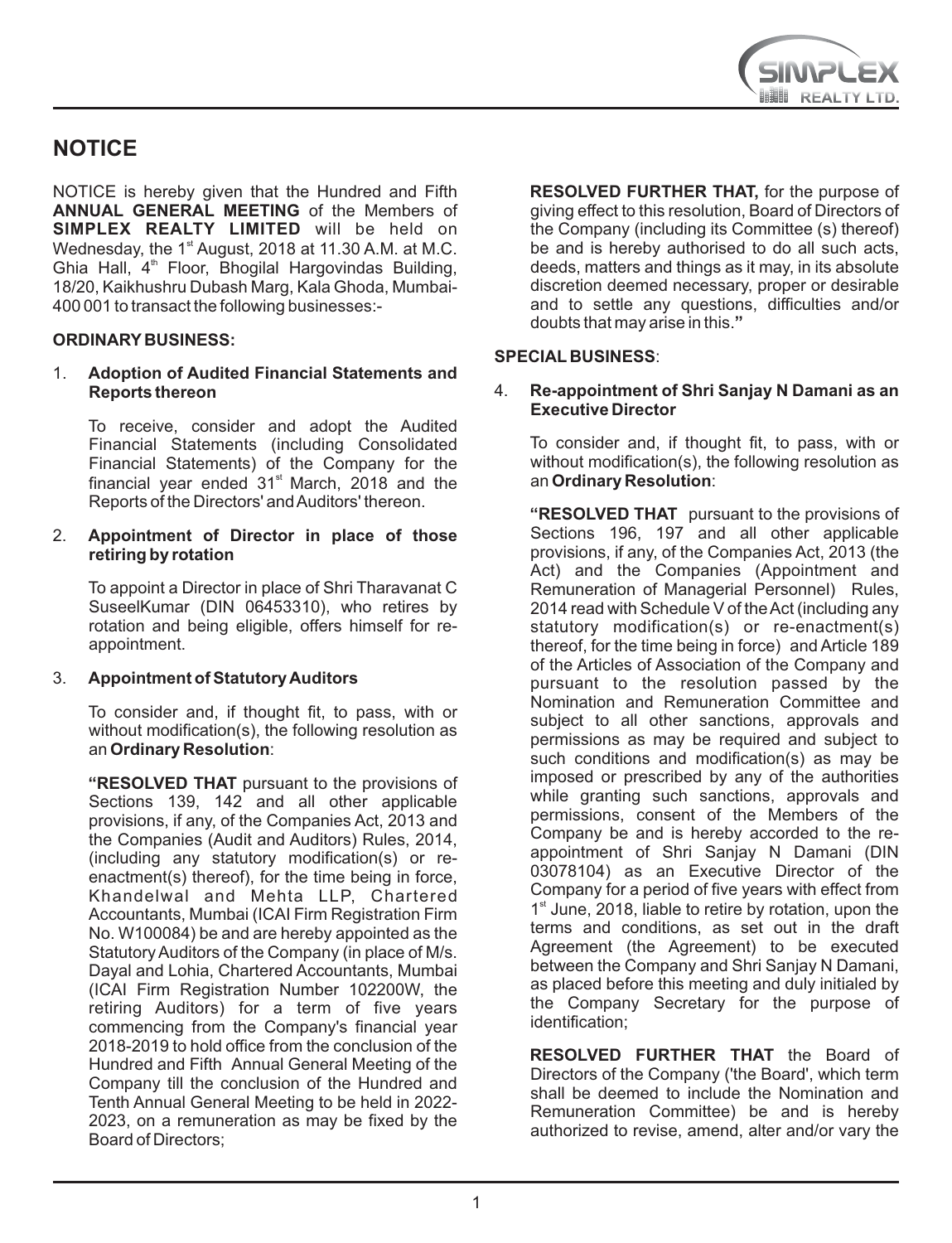# NOTICE

NOTICE is hereby given that the Hundred and Fifth **ANNUAL GENERAL MEETING** of the Members of **SIMPLEX REALTY LIMITED** will be held on Wednesday, the 1st August, 2018 at 11.30 A.M. at M.C. Ghia Hall, 4th Floor, Bhogilal Hargovindas Building, 18/20, Kaikhushru Dubash Marg, Kala Ghoda, Mumbai-400 001 to transact the following businesses:-

## ORDINARY BUSINESS:

1. **Adoption of Audited Financial Statements and Reports thereon**

   To receive, consider and adopt the Audited Financial Statements (including Consolidated Financial Statements) of the Company for the financial year ended 31st March, 2018 and the Reports of the Directors' and Auditors' thereon.

2. **Appointment of Director in place of those retiring by rotation**

   To appoint a Director in place of Shri Tharavanat C SuseelKumar (DIN 06453310), who retires by rotation and being eligible, offers himself for re-appointment.

3. **Appointment of Statutory Auditors**

   To consider and, if thought fit, to pass, with or without modification(s), the following resolution as an **Ordinary Resolution**:

   **"RESOLVED THAT** pursuant to the provisions of Sections 139, 142 and all other applicable provisions, if any, of the Companies Act, 2013 and the Companies (Audit and Auditors) Rules, 2014, (including any statutory modification(s) or re-enactment(s) thereof), for the time being in force, Khandelwal and Mehta LLP, Chartered Accountants, Mumbai (ICAI Firm Registration Firm No. W100084) be and are hereby appointed as the Statutory Auditors of the Company (in place of M/s. Dayal and Lohia, Chartered Accountants, Mumbai (ICAI Firm Registration Number 102200W, the retiring Auditors) for a term of five years commencing from the Company's financial year 2018-2019 to hold office from the conclusion of the Hundred and Fifth Annual General Meeting of the Company till the conclusion of the Hundred and Tenth Annual General Meeting to be held in 2022-2023, on a remuneration as may be fixed by the Board of Directors;

   **RESOLVED FURTHER THAT,** for the purpose of giving effect to this resolution, Board of Directors of the Company (including its Committee (s) thereof) be and is hereby authorised to do all such acts, deeds, matters and things as it may, in its absolute discretion deemed necessary, proper or desirable and to settle any questions, difficulties and/or doubts that may arise in this.**"**

## SPECIAL BUSINESS:

4. **Re-appointment of Shri Sanjay N Damani as an Executive Director**

   To consider and, if thought fit, to pass, with or without modification(s), the following resolution as an **Ordinary Resolution**:

   **"RESOLVED THAT** pursuant to the provisions of Sections 196, 197 and all other applicable provisions, if any, of the Companies Act, 2013 (the Act) and the Companies (Appointment and Remuneration of Managerial Personnel) Rules, 2014 read with Schedule V of the Act (including any statutory modification(s) or re-enactment(s) thereof, for the time being in force) and Article 189 of the Articles of Association of the Company and pursuant to the resolution passed by the Nomination and Remuneration Committee and subject to all other sanctions, approvals and permissions as may be required and subject to such conditions and modification(s) as may be imposed or prescribed by any of the authorities while granting such sanctions, approvals and permissions, consent of the Members of the Company be and is hereby accorded to the re-appointment of Shri Sanjay N Damani (DIN 03078104) as an Executive Director of the Company for a period of five years with effect from 1st June, 2018, liable to retire by rotation, upon the terms and conditions, as set out in the draft Agreement (the Agreement) to be executed between the Company and Shri Sanjay N Damani, as placed before this meeting and duly initialed by the Company Secretary for the purpose of identification;

   **RESOLVED FURTHER THAT** the Board of Directors of the Company ('the Board', which term shall be deemed to include the Nomination and Remuneration Committee) be and is hereby authorized to revise, amend, alter and/or vary the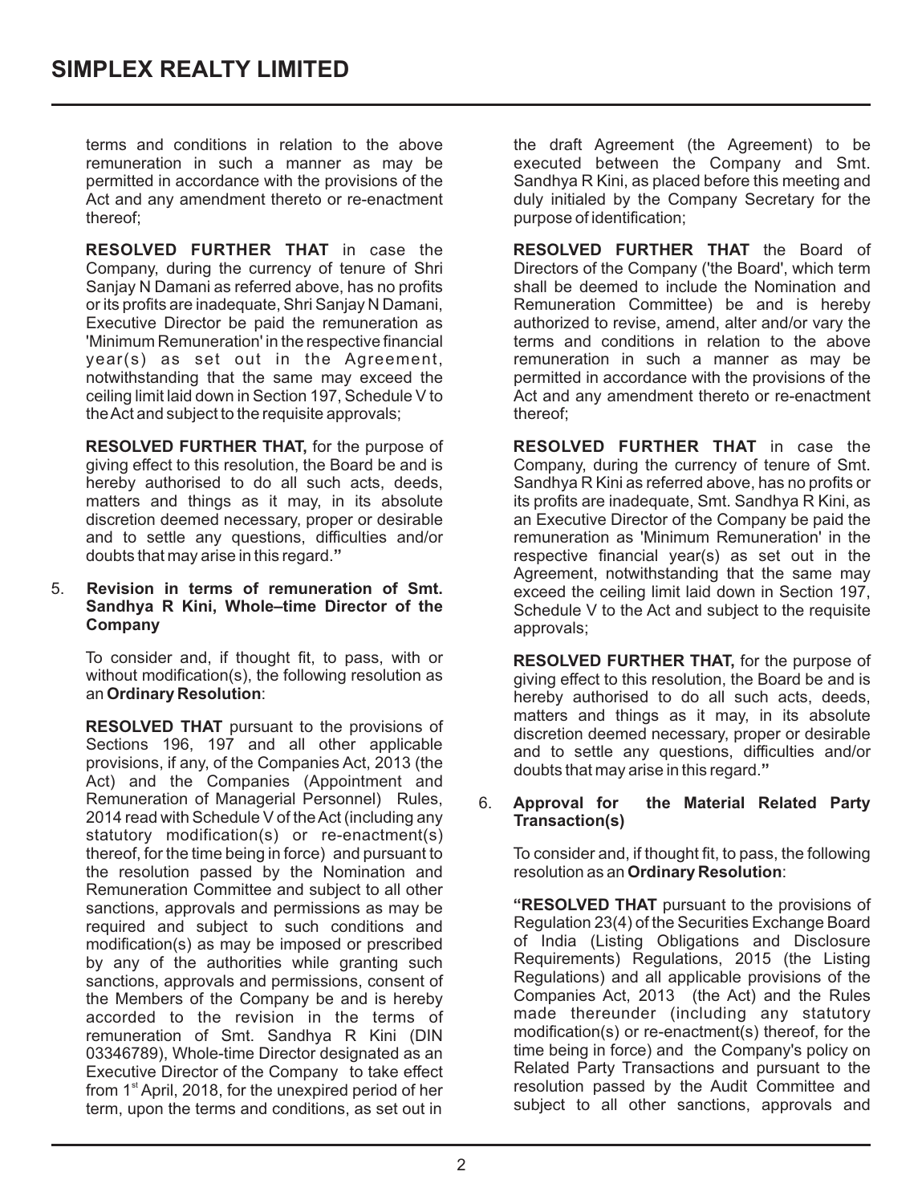terms and conditions in relation to the above remuneration in such a manner as may be permitted in accordance with the provisions of the Act and any amendment thereto or re-enactment thereof;

**RESOLVED FURTHER THAT** in case the Company, during the currency of tenure of Shri Sanjay N Damani as referred above, has no profits or its profits are inadequate, Shri Sanjay N Damani, Executive Director be paid the remuneration as 'Minimum Remuneration' in the respective financial year(s) as set out in the Agreement, notwithstanding that the same may exceed the ceiling limit laid down in Section 197, Schedule V to the Act and subject to the requisite approvals;

**RESOLVED FURTHER THAT,** for the purpose of giving effect to this resolution, the Board be and is hereby authorised to do all such acts, deeds, matters and things as it may, in its absolute discretion deemed necessary, proper or desirable and to settle any questions, difficulties and/or doubts that may arise in this regard."

5. **Revision in terms of remuneration of Smt. Sandhya R Kini, Whole–time Director of the Company**

To consider and, if thought fit, to pass, with or without modification(s), the following resolution as an **Ordinary Resolution**:

**RESOLVED THAT** pursuant to the provisions of Sections 196, 197 and all other applicable provisions, if any, of the Companies Act, 2013 (the Act) and the Companies (Appointment and Remuneration of Managerial Personnel) Rules, 2014 read with Schedule V of the Act (including any statutory modification(s) or re-enactment(s) thereof, for the time being in force) and pursuant to the resolution passed by the Nomination and Remuneration Committee and subject to all other sanctions, approvals and permissions as may be required and subject to such conditions and modification(s) as may be imposed or prescribed by any of the authorities while granting such sanctions, approvals and permissions, consent of the Members of the Company be and is hereby accorded to the revision in the terms of remuneration of Smt. Sandhya R Kini (DIN 03346789), Whole-time Director designated as an Executive Director of the Company to take effect from 1st April, 2018, for the unexpired period of her term, upon the terms and conditions, as set out in the draft Agreement (the Agreement) to be executed between the Company and Smt. Sandhya R Kini, as placed before this meeting and duly initialed by the Company Secretary for the purpose of identification;

**RESOLVED FURTHER THAT** the Board of Directors of the Company ('the Board', which term shall be deemed to include the Nomination and Remuneration Committee) be and is hereby authorized to revise, amend, alter and/or vary the terms and conditions in relation to the above remuneration in such a manner as may be permitted in accordance with the provisions of the Act and any amendment thereto or re-enactment thereof;

**RESOLVED FURTHER THAT** in case the Company, during the currency of tenure of Smt. Sandhya R Kini as referred above, has no profits or its profits are inadequate, Smt. Sandhya R Kini, as an Executive Director of the Company be paid the remuneration as 'Minimum Remuneration' in the respective financial year(s) as set out in the Agreement, notwithstanding that the same may exceed the ceiling limit laid down in Section 197, Schedule V to the Act and subject to the requisite approvals;

**RESOLVED FURTHER THAT,** for the purpose of giving effect to this resolution, the Board be and is hereby authorised to do all such acts, deeds, matters and things as it may, in its absolute discretion deemed necessary, proper or desirable and to settle any questions, difficulties and/or doubts that may arise in this regard."

6. **Approval for the Material Related Party Transaction(s)**

To consider and, if thought fit, to pass, the following resolution as an **Ordinary Resolution**:

**"RESOLVED THAT** pursuant to the provisions of Regulation 23(4) of the Securities Exchange Board of India (Listing Obligations and Disclosure Requirements) Regulations, 2015 (the Listing Regulations) and all applicable provisions of the Companies Act, 2013 (the Act) and the Rules made thereunder (including any statutory modification(s) or re-enactment(s) thereof, for the time being in force) and the Company's policy on Related Party Transactions and pursuant to the resolution passed by the Audit Committee and subject to all other sanctions, approvals and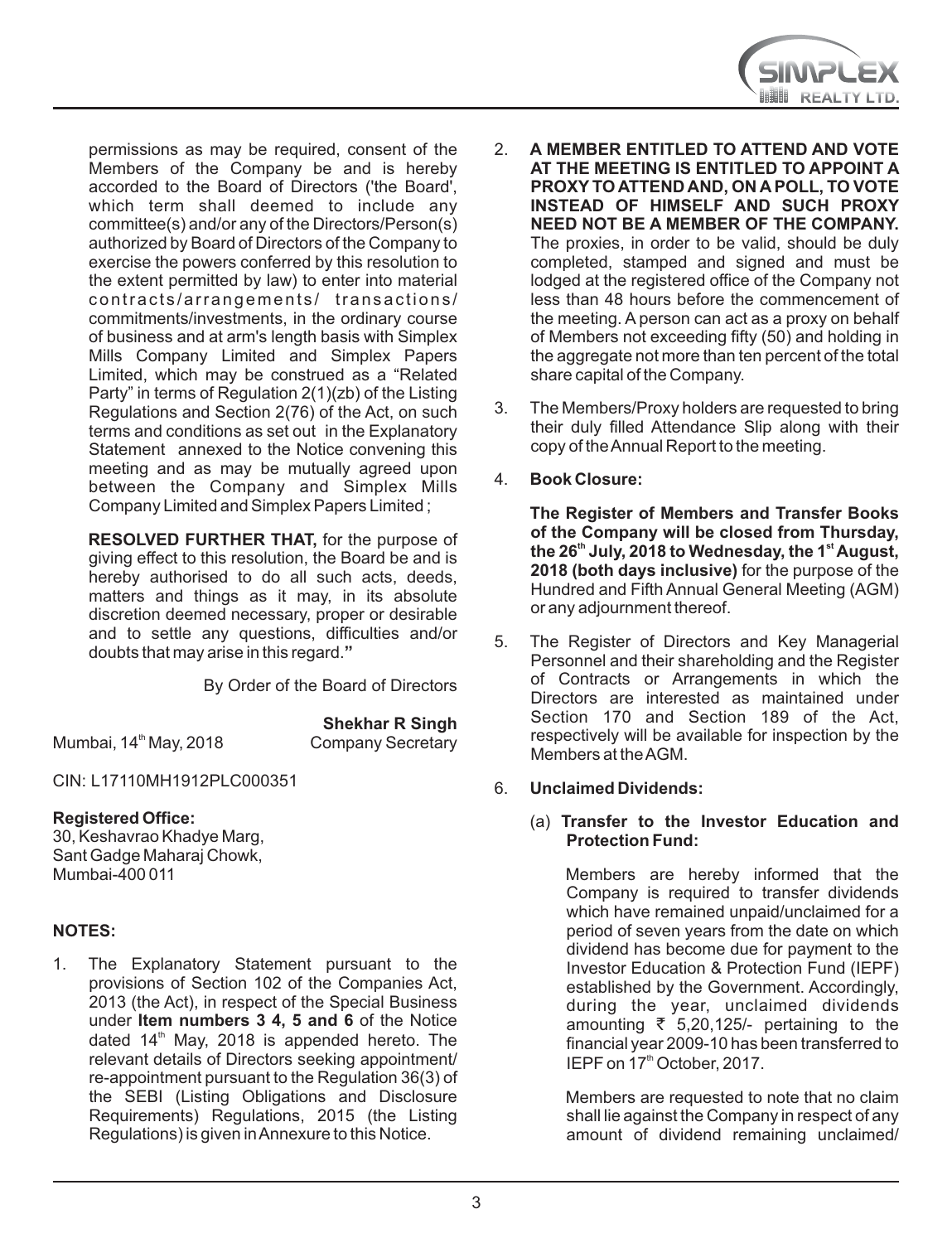permissions as may be required, consent of the Members of the Company be and is hereby accorded to the Board of Directors ('the Board', which term shall deemed to include any committee(s) and/or any of the Directors/Person(s) authorized by Board of Directors of the Company to exercise the powers conferred by this resolution to the extent permitted by law) to enter into material contracts/arrangements/ transactions/ commitments/investments, in the ordinary course of business and at arm's length basis with Simplex Mills Company Limited and Simplex Papers Limited, which may be construed as a "Related Party" in terms of Regulation 2(1)(zb) of the Listing Regulations and Section 2(76) of the Act, on such terms and conditions as set out in the Explanatory Statement annexed to the Notice convening this meeting and as may be mutually agreed upon between the Company and Simplex Mills Company Limited and Simplex Papers Limited ;

**RESOLVED FURTHER THAT,** for the purpose of giving effect to this resolution, the Board be and is hereby authorised to do all such acts, deeds, matters and things as it may, in its absolute discretion deemed necessary, proper or desirable and to settle any questions, difficulties and/or doubts that may arise in this regard.**"**

By Order of the Board of Directors

**Shekhar R Singh**
Company Secretary

Mumbai, 14th May, 2018

CIN: L17110MH1912PLC000351

**Registered Office:**
30, Keshavrao Khadye Marg,
Sant Gadge Maharaj Chowk,
Mumbai-400 011

## NOTES:

1. The Explanatory Statement pursuant to the provisions of Section 102 of the Companies Act, 2013 (the Act), in respect of the Special Business under **Item numbers 3 4, 5 and 6** of the Notice dated 14th May, 2018 is appended hereto. The relevant details of Directors seeking appointment/ re-appointment pursuant to the Regulation 36(3) of the SEBI (Listing Obligations and Disclosure Requirements) Regulations, 2015 (the Listing Regulations) is given in Annexure to this Notice.

2. **A MEMBER ENTITLED TO ATTEND AND VOTE AT THE MEETING IS ENTITLED TO APPOINT A PROXY TO ATTEND AND, ON A POLL, TO VOTE INSTEAD OF HIMSELF AND SUCH PROXY NEED NOT BE A MEMBER OF THE COMPANY.** The proxies, in order to be valid, should be duly completed, stamped and signed and must be lodged at the registered office of the Company not less than 48 hours before the commencement of the meeting. A person can act as a proxy on behalf of Members not exceeding fifty (50) and holding in the aggregate not more than ten percent of the total share capital of the Company.

3. The Members/Proxy holders are requested to bring their duly filled Attendance Slip along with their copy of the Annual Report to the meeting.

4. **Book Closure:**

   **The Register of Members and Transfer Books of the Company will be closed from Thursday, the 26th July, 2018 to Wednesday, the 1st August, 2018 (both days inclusive)** for the purpose of the Hundred and Fifth Annual General Meeting (AGM) or any adjournment thereof.

5. The Register of Directors and Key Managerial Personnel and their shareholding and the Register of Contracts or Arrangements in which the Directors are interested as maintained under Section 170 and Section 189 of the Act, respectively will be available for inspection by the Members at the AGM.

6. **Unclaimed Dividends:**

   (a) **Transfer to the Investor Education and Protection Fund:**

   Members are hereby informed that the Company is required to transfer dividends which have remained unpaid/unclaimed for a period of seven years from the date on which dividend has become due for payment to the Investor Education & Protection Fund (IEPF) established by the Government. Accordingly, during the year, unclaimed dividends amounting ₹ 5,20,125/- pertaining to the financial year 2009-10 has been transferred to IEPF on 17th October, 2017.

   Members are requested to note that no claim shall lie against the Company in respect of any amount of dividend remaining unclaimed/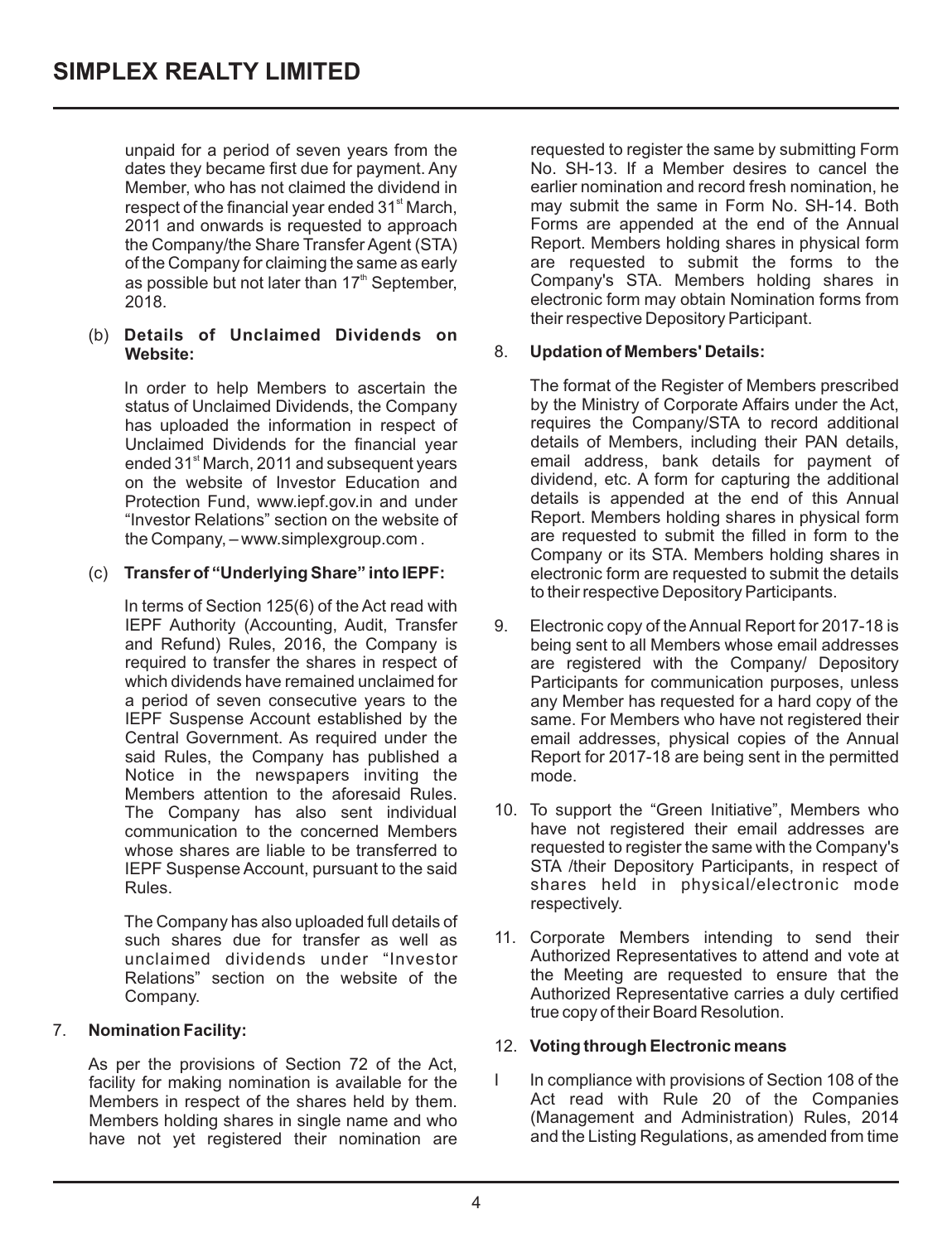unpaid for a period of seven years from the dates they became first due for payment. Any Member, who has not claimed the dividend in respect of the financial year ended 31st March, 2011 and onwards is requested to approach the Company/the Share Transfer Agent (STA) of the Company for claiming the same as early as possible but not later than 17th September, 2018.

(b) **Details of Unclaimed Dividends on Website:**

In order to help Members to ascertain the status of Unclaimed Dividends, the Company has uploaded the information in respect of Unclaimed Dividends for the financial year ended 31st March, 2011 and subsequent years on the website of Investor Education and Protection Fund, www.iepf.gov.in and under "Investor Relations" section on the website of the Company, – www.simplexgroup.com .

(c) **Transfer of "Underlying Share" into IEPF:**

In terms of Section 125(6) of the Act read with IEPF Authority (Accounting, Audit, Transfer and Refund) Rules, 2016, the Company is required to transfer the shares in respect of which dividends have remained unclaimed for a period of seven consecutive years to the IEPF Suspense Account established by the Central Government. As required under the said Rules, the Company has published a Notice in the newspapers inviting the Members attention to the aforesaid Rules. The Company has also sent individual communication to the concerned Members whose shares are liable to be transferred to IEPF Suspense Account, pursuant to the said Rules.

The Company has also uploaded full details of such shares due for transfer as well as unclaimed dividends under "Investor Relations" section on the website of the Company.

7. **Nomination Facility:**

As per the provisions of Section 72 of the Act, facility for making nomination is available for the Members in respect of the shares held by them. Members holding shares in single name and who have not yet registered their nomination are requested to register the same by submitting Form No. SH-13. If a Member desires to cancel the earlier nomination and record fresh nomination, he may submit the same in Form No. SH-14. Both Forms are appended at the end of the Annual Report. Members holding shares in physical form are requested to submit the forms to the Company's STA. Members holding shares in electronic form may obtain Nomination forms from their respective Depository Participant.

8. **Updation of Members' Details:**

The format of the Register of Members prescribed by the Ministry of Corporate Affairs under the Act, requires the Company/STA to record additional details of Members, including their PAN details, email address, bank details for payment of dividend, etc. A form for capturing the additional details is appended at the end of this Annual Report. Members holding shares in physical form are requested to submit the filled in form to the Company or its STA. Members holding shares in electronic form are requested to submit the details to their respective Depository Participants.

9. Electronic copy of the Annual Report for 2017-18 is being sent to all Members whose email addresses are registered with the Company/ Depository Participants for communication purposes, unless any Member has requested for a hard copy of the same. For Members who have not registered their email addresses, physical copies of the Annual Report for 2017-18 are being sent in the permitted mode.

10. To support the "Green Initiative", Members who have not registered their email addresses are requested to register the same with the Company's STA /their Depository Participants, in respect of shares held in physical/electronic mode respectively.

11. Corporate Members intending to send their Authorized Representatives to attend and vote at the Meeting are requested to ensure that the Authorized Representative carries a duly certified true copy of their Board Resolution.

12. **Voting through Electronic means**

I In compliance with provisions of Section 108 of the Act read with Rule 20 of the Companies (Management and Administration) Rules, 2014 and the Listing Regulations, as amended from time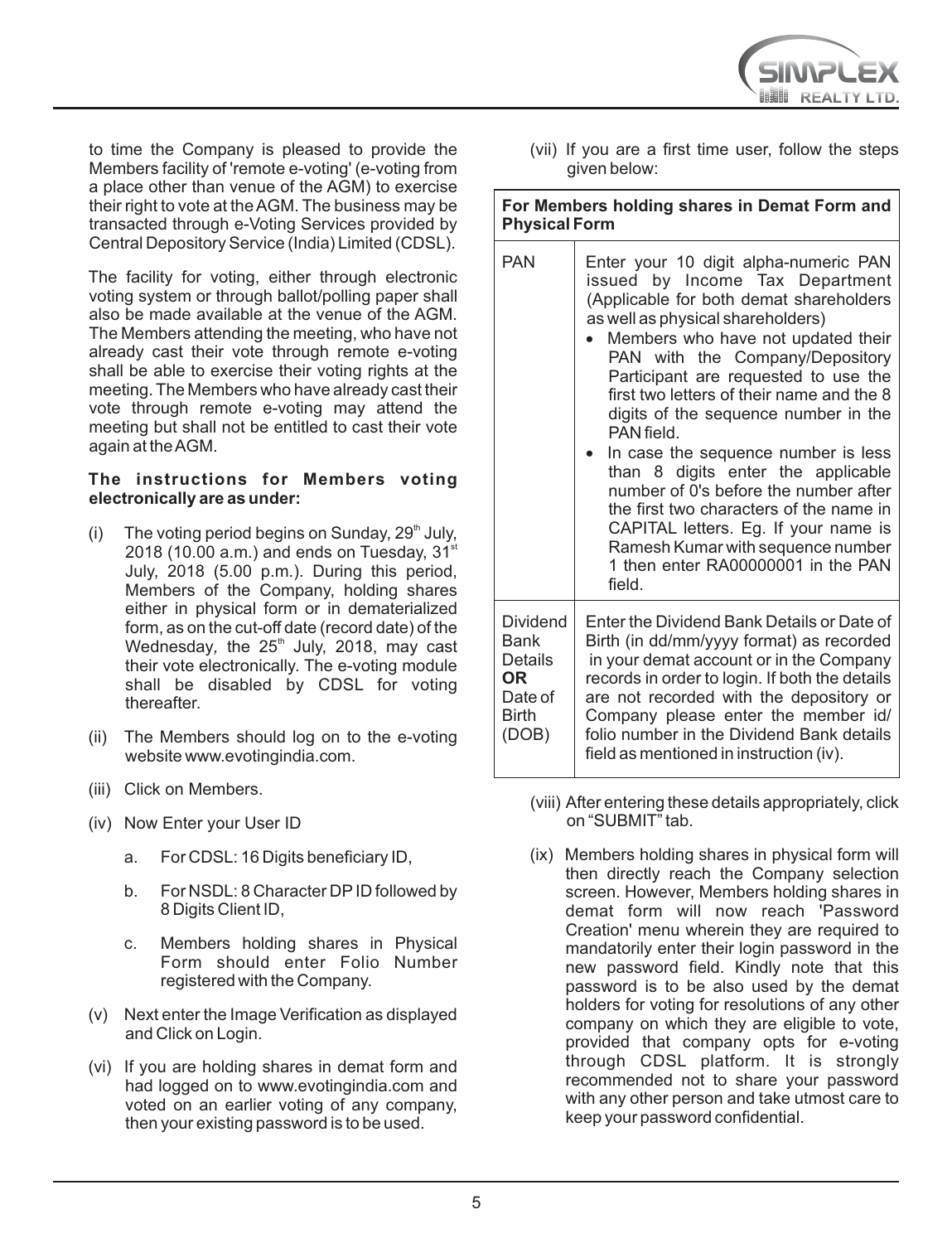to time the Company is pleased to provide the Members facility of 'remote e-voting' (e-voting from a place other than venue of the AGM) to exercise their right to vote at the AGM. The business may be transacted through e-Voting Services provided by Central Depository Service (India) Limited (CDSL).

The facility for voting, either through electronic voting system or through ballot/polling paper shall also be made available at the venue of the AGM. The Members attending the meeting, who have not already cast their vote through remote e-voting shall be able to exercise their voting rights at the meeting. The Members who have already cast their vote through remote e-voting may attend the meeting but shall not be entitled to cast their vote again at the AGM.

**The instructions for Members voting electronically are as under:**

(i) The voting period begins on Sunday, 29th July, 2018 (10.00 a.m.) and ends on Tuesday, 31st July, 2018 (5.00 p.m.). During this period, Members of the Company, holding shares either in physical form or in dematerialized form, as on the cut-off date (record date) of the Wednesday, the 25th July, 2018, may cast their vote electronically. The e-voting module shall be disabled by CDSL for voting thereafter.

(ii) The Members should log on to the e-voting website www.evotingindia.com.

(iii) Click on Members.

(iv) Now Enter your User ID

   a. For CDSL: 16 Digits beneficiary ID,

   b. For NSDL: 8 Character DP ID followed by 8 Digits Client ID,

   c. Members holding shares in Physical Form should enter Folio Number registered with the Company.

(v) Next enter the Image Verification as displayed and Click on Login.

(vi) If you are holding shares in demat form and had logged on to www.evotingindia.com and voted on an earlier voting of any company, then your existing password is to be used.

(vii) If you are a first time user, follow the steps given below:

| **For Members holding shares in Demat Form and Physical Form** | |
|---|---|
| PAN | Enter your 10 digit alpha-numeric PAN issued by Income Tax Department (Applicable for both demat shareholders as well as physical shareholders)<br>• Members who have not updated their PAN with the Company/Depository Participant are requested to use the first two letters of their name and the 8 digits of the sequence number in the PAN field.<br>• In case the sequence number is less than 8 digits enter the applicable number of 0's before the number after the first two characters of the name in CAPITAL letters. Eg. If your name is Ramesh Kumar with sequence number 1 then enter RA00000001 in the PAN field. |
| Dividend Bank Details **OR** Date of Birth (DOB) | Enter the Dividend Bank Details or Date of Birth (in dd/mm/yyyy format) as recorded in your demat account or in the Company records in order to login. If both the details are not recorded with the depository or Company please enter the member id/ folio number in the Dividend Bank details field as mentioned in instruction (iv). |

(viii) After entering these details appropriately, click on "SUBMIT" tab.

(ix) Members holding shares in physical form will then directly reach the Company selection screen. However, Members holding shares in demat form will now reach 'Password Creation' menu wherein they are required to mandatorily enter their login password in the new password field. Kindly note that this password is to be also used by the demat holders for voting for resolutions of any other company on which they are eligible to vote, provided that company opts for e-voting through CDSL platform. It is strongly recommended not to share your password with any other person and take utmost care to keep your password confidential.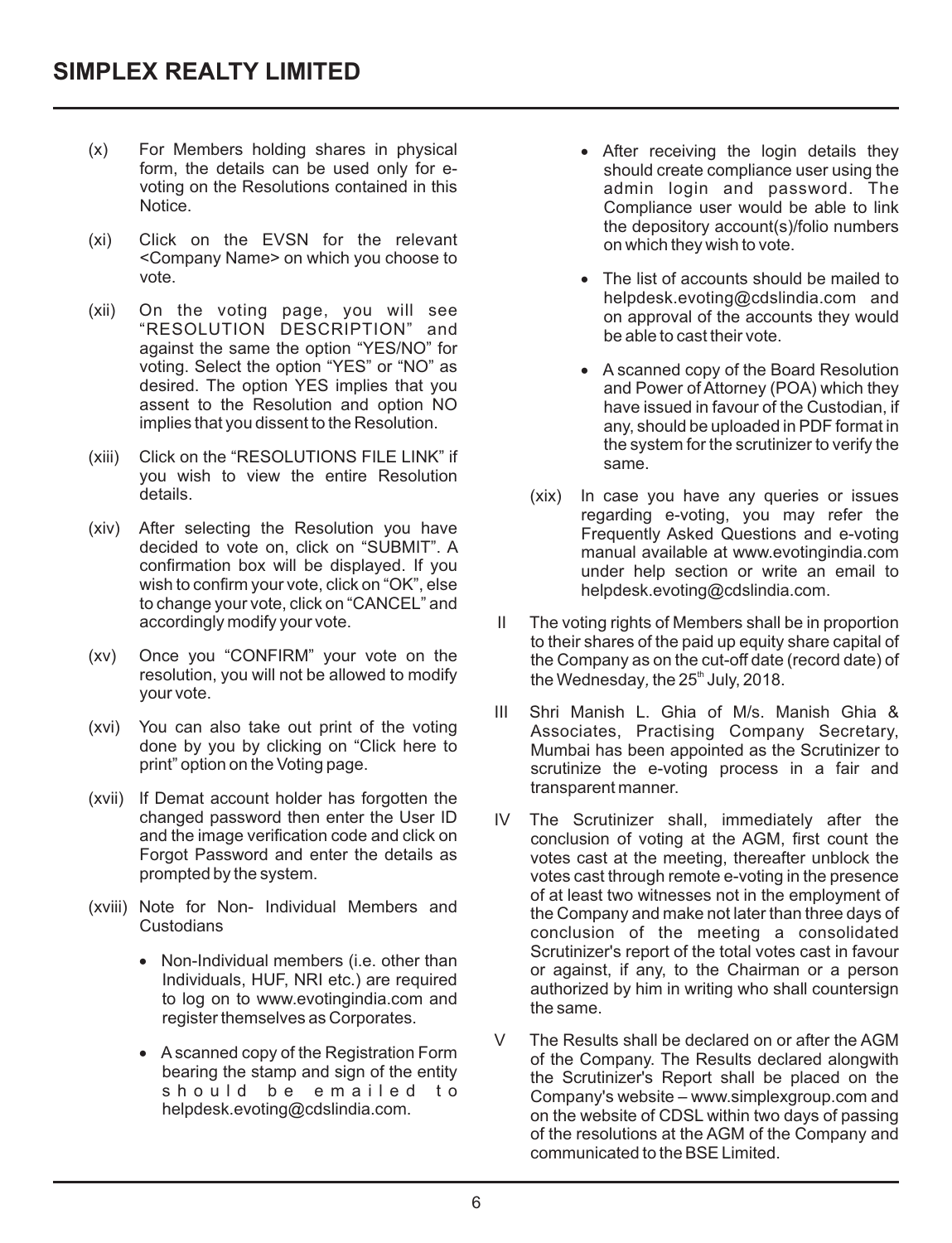(x) For Members holding shares in physical form, the details can be used only for e-voting on the Resolutions contained in this Notice.

(xi) Click on the EVSN for the relevant <Company Name> on which you choose to vote.

(xii) On the voting page, you will see "RESOLUTION DESCRIPTION" and against the same the option "YES/NO" for voting. Select the option "YES" or "NO" as desired. The option YES implies that you assent to the Resolution and option NO implies that you dissent to the Resolution.

(xiii) Click on the "RESOLUTIONS FILE LINK" if you wish to view the entire Resolution details.

(xiv) After selecting the Resolution you have decided to vote on, click on "SUBMIT". A confirmation box will be displayed. If you wish to confirm your vote, click on "OK", else to change your vote, click on "CANCEL" and accordingly modify your vote.

(xv) Once you "CONFIRM" your vote on the resolution, you will not be allowed to modify your vote.

(xvi) You can also take out print of the voting done by you by clicking on "Click here to print" option on the Voting page.

(xvii) If Demat account holder has forgotten the changed password then enter the User ID and the image verification code and click on Forgot Password and enter the details as prompted by the system.

(xviii) Note for Non- Individual Members and Custodians

- Non-Individual members (i.e. other than Individuals, HUF, NRI etc.) are required to log on to www.evotingindia.com and register themselves as Corporates.
- A scanned copy of the Registration Form bearing the stamp and sign of the entity should be emailed to helpdesk.evoting@cdslindia.com.
- After receiving the login details they should create compliance user using the admin login and password. The Compliance user would be able to link the depository account(s)/folio numbers on which they wish to vote.
- The list of accounts should be mailed to helpdesk.evoting@cdslindia.com and on approval of the accounts they would be able to cast their vote.
- A scanned copy of the Board Resolution and Power of Attorney (POA) which they have issued in favour of the Custodian, if any, should be uploaded in PDF format in the system for the scrutinizer to verify the same.

(xix) In case you have any queries or issues regarding e-voting, you may refer the Frequently Asked Questions and e-voting manual available at www.evotingindia.com under help section or write an email to helpdesk.evoting@cdslindia.com.

II The voting rights of Members shall be in proportion to their shares of the paid up equity share capital of the Company as on the cut-off date (record date) of the Wednesday, the 25th July, 2018.

III Shri Manish L. Ghia of M/s. Manish Ghia & Associates, Practising Company Secretary, Mumbai has been appointed as the Scrutinizer to scrutinize the e-voting process in a fair and transparent manner.

IV The Scrutinizer shall, immediately after the conclusion of voting at the AGM, first count the votes cast at the meeting, thereafter unblock the votes cast through remote e-voting in the presence of at least two witnesses not in the employment of the Company and make not later than three days of conclusion of the meeting a consolidated Scrutinizer's report of the total votes cast in favour or against, if any, to the Chairman or a person authorized by him in writing who shall countersign the same.

V The Results shall be declared on or after the AGM of the Company. The Results declared alongwith the Scrutinizer's Report shall be placed on the Company's website – www.simplexgroup.com and on the website of CDSL within two days of passing of the resolutions at the AGM of the Company and communicated to the BSE Limited.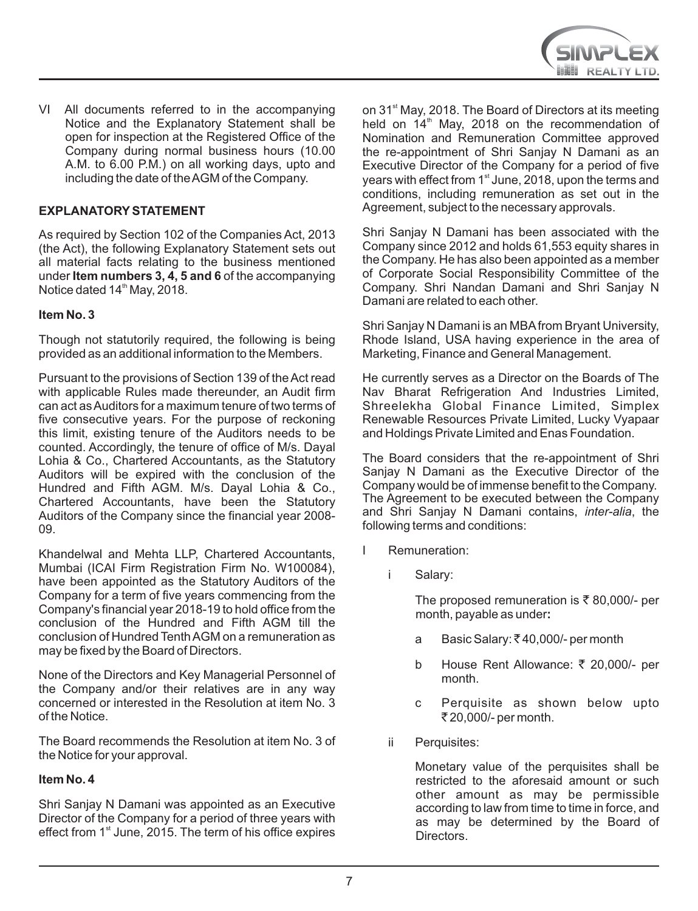VI All documents referred to in the accompanying Notice and the Explanatory Statement shall be open for inspection at the Registered Office of the Company during normal business hours (10.00 A.M. to 6.00 P.M.) on all working days, upto and including the date of the AGM of the Company.

**EXPLANATORY STATEMENT**

As required by Section 102 of the Companies Act, 2013 (the Act), the following Explanatory Statement sets out all material facts relating to the business mentioned under **Item numbers 3, 4, 5 and 6** of the accompanying Notice dated 14th May, 2018.

**Item No. 3**

Though not statutorily required, the following is being provided as an additional information to the Members.

Pursuant to the provisions of Section 139 of the Act read with applicable Rules made thereunder, an Audit firm can act as Auditors for a maximum tenure of two terms of five consecutive years. For the purpose of reckoning this limit, existing tenure of the Auditors needs to be counted. Accordingly, the tenure of office of M/s. Dayal Lohia & Co., Chartered Accountants, as the Statutory Auditors will be expired with the conclusion of the Hundred and Fifth AGM. M/s. Dayal Lohia & Co., Chartered Accountants, have been the Statutory Auditors of the Company since the financial year 2008-09.

Khandelwal and Mehta LLP, Chartered Accountants, Mumbai (ICAI Firm Registration Firm No. W100084), have been appointed as the Statutory Auditors of the Company for a term of five years commencing from the Company's financial year 2018-19 to hold office from the conclusion of the Hundred and Fifth AGM till the conclusion of Hundred Tenth AGM on a remuneration as may be fixed by the Board of Directors.

None of the Directors and Key Managerial Personnel of the Company and/or their relatives are in any way concerned or interested in the Resolution at item No. 3 of the Notice.

The Board recommends the Resolution at item No. 3 of the Notice for your approval.

**Item No. 4**

Shri Sanjay N Damani was appointed as an Executive Director of the Company for a period of three years with effect from 1st June, 2015. The term of his office expires on 31st May, 2018. The Board of Directors at its meeting held on 14th May, 2018 on the recommendation of Nomination and Remuneration Committee approved the re-appointment of Shri Sanjay N Damani as an Executive Director of the Company for a period of five years with effect from 1st June, 2018, upon the terms and conditions, including remuneration as set out in the Agreement, subject to the necessary approvals.

Shri Sanjay N Damani has been associated with the Company since 2012 and holds 61,553 equity shares in the Company. He has also been appointed as a member of Corporate Social Responsibility Committee of the Company. Shri Nandan Damani and Shri Sanjay N Damani are related to each other.

Shri Sanjay N Damani is an MBA from Bryant University, Rhode Island, USA having experience in the area of Marketing, Finance and General Management.

He currently serves as a Director on the Boards of The Nav Bharat Refrigeration And Industries Limited, Shreelekha Global Finance Limited, Simplex Renewable Resources Private Limited, Lucky Vyapaar and Holdings Private Limited and Enas Foundation.

The Board considers that the re-appointment of Shri Sanjay N Damani as the Executive Director of the Company would be of immense benefit to the Company. The Agreement to be executed between the Company and Shri Sanjay N Damani contains, *inter-alia*, the following terms and conditions:

I Remuneration:

i Salary:

The proposed remuneration is ₹ 80,000/- per month, payable as under**:**

a Basic Salary: ₹ 40,000/- per month

b House Rent Allowance: ₹ 20,000/- per month.

c Perquisite as shown below upto ₹ 20,000/- per month.

ii Perquisites:

Monetary value of the perquisites shall be restricted to the aforesaid amount or such other amount as may be permissible according to law from time to time in force, and as may be determined by the Board of Directors.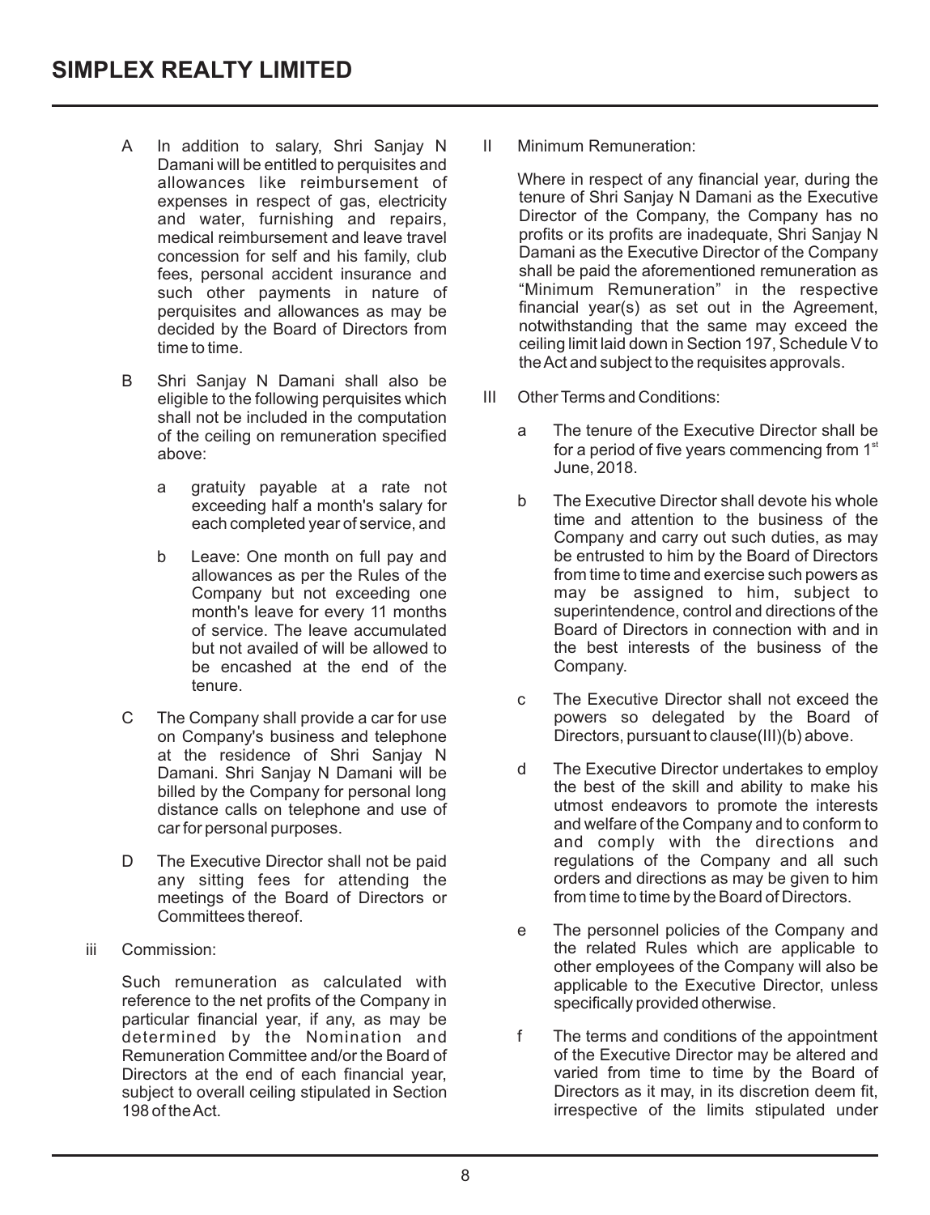A In addition to salary, Shri Sanjay N Damani will be entitled to perquisites and allowances like reimbursement of expenses in respect of gas, electricity and water, furnishing and repairs, medical reimbursement and leave travel concession for self and his family, club fees, personal accident insurance and such other payments in nature of perquisites and allowances as may be decided by the Board of Directors from time to time.

B Shri Sanjay N Damani shall also be eligible to the following perquisites which shall not be included in the computation of the ceiling on remuneration specified above:

a gratuity payable at a rate not exceeding half a month's salary for each completed year of service, and

b Leave: One month on full pay and allowances as per the Rules of the Company but not exceeding one month's leave for every 11 months of service. The leave accumulated but not availed of will be allowed to be encashed at the end of the tenure.

C The Company shall provide a car for use on Company's business and telephone at the residence of Shri Sanjay N Damani. Shri Sanjay N Damani will be billed by the Company for personal long distance calls on telephone and use of car for personal purposes.

D The Executive Director shall not be paid any sitting fees for attending the meetings of the Board of Directors or Committees thereof.

iii Commission:

Such remuneration as calculated with reference to the net profits of the Company in particular financial year, if any, as may be determined by the Nomination and Remuneration Committee and/or the Board of Directors at the end of each financial year, subject to overall ceiling stipulated in Section 198 of the Act.

II Minimum Remuneration:

Where in respect of any financial year, during the tenure of Shri Sanjay N Damani as the Executive Director of the Company, the Company has no profits or its profits are inadequate, Shri Sanjay N Damani as the Executive Director of the Company shall be paid the aforementioned remuneration as "Minimum Remuneration" in the respective financial year(s) as set out in the Agreement, notwithstanding that the same may exceed the ceiling limit laid down in Section 197, Schedule V to the Act and subject to the requisites approvals.

III Other Terms and Conditions:

a The tenure of the Executive Director shall be for a period of five years commencing from 1st June, 2018.

b The Executive Director shall devote his whole time and attention to the business of the Company and carry out such duties, as may be entrusted to him by the Board of Directors from time to time and exercise such powers as may be assigned to him, subject to superintendence, control and directions of the Board of Directors in connection with and in the best interests of the business of the Company.

c The Executive Director shall not exceed the powers so delegated by the Board of Directors, pursuant to clause(III)(b) above.

d The Executive Director undertakes to employ the best of the skill and ability to make his utmost endeavors to promote the interests and welfare of the Company and to conform to and comply with the directions and regulations of the Company and all such orders and directions as may be given to him from time to time by the Board of Directors.

e The personnel policies of the Company and the related Rules which are applicable to other employees of the Company will also be applicable to the Executive Director, unless specifically provided otherwise.

f The terms and conditions of the appointment of the Executive Director may be altered and varied from time to time by the Board of Directors as it may, in its discretion deem fit, irrespective of the limits stipulated under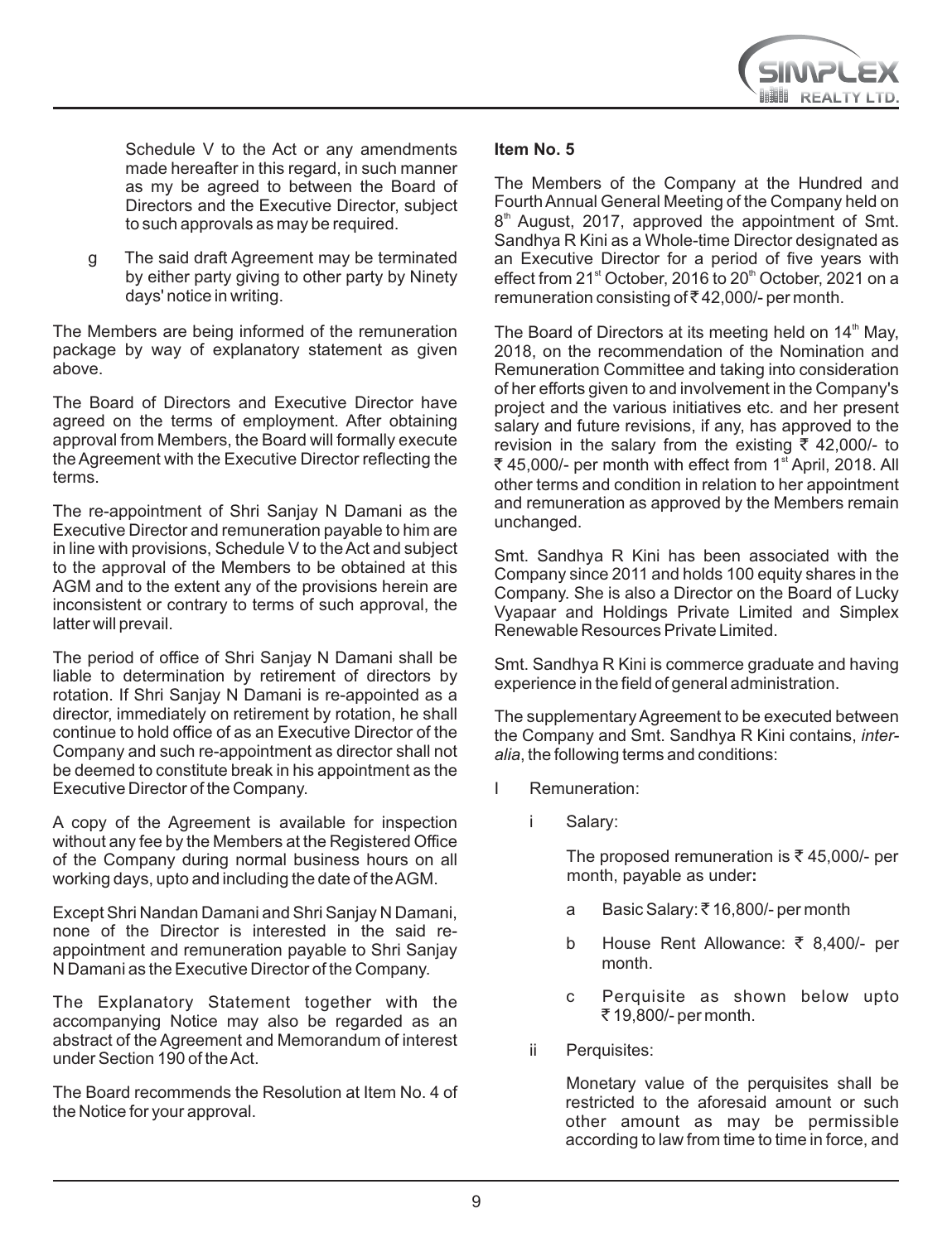Schedule V to the Act or any amendments made hereafter in this regard, in such manner as my be agreed to between the Board of Directors and the Executive Director, subject to such approvals as may be required.

g The said draft Agreement may be terminated by either party giving to other party by Ninety days' notice in writing.

The Members are being informed of the remuneration package by way of explanatory statement as given above.

The Board of Directors and Executive Director have agreed on the terms of employment. After obtaining approval from Members, the Board will formally execute the Agreement with the Executive Director reflecting the terms.

The re-appointment of Shri Sanjay N Damani as the Executive Director and remuneration payable to him are in line with provisions, Schedule V to the Act and subject to the approval of the Members to be obtained at this AGM and to the extent any of the provisions herein are inconsistent or contrary to terms of such approval, the latter will prevail.

The period of office of Shri Sanjay N Damani shall be liable to determination by retirement of directors by rotation. If Shri Sanjay N Damani is re-appointed as a director, immediately on retirement by rotation, he shall continue to hold office of as an Executive Director of the Company and such re-appointment as director shall not be deemed to constitute break in his appointment as the Executive Director of the Company.

A copy of the Agreement is available for inspection without any fee by the Members at the Registered Office of the Company during normal business hours on all working days, upto and including the date of the AGM.

Except Shri Nandan Damani and Shri Sanjay N Damani, none of the Director is interested in the said re-appointment and remuneration payable to Shri Sanjay N Damani as the Executive Director of the Company.

The Explanatory Statement together with the accompanying Notice may also be regarded as an abstract of the Agreement and Memorandum of interest under Section 190 of the Act.

The Board recommends the Resolution at Item No. 4 of the Notice for your approval.

**Item No. 5**

The Members of the Company at the Hundred and Fourth Annual General Meeting of the Company held on 8th August, 2017, approved the appointment of Smt. Sandhya R Kini as a Whole-time Director designated as an Executive Director for a period of five years with effect from 21st October, 2016 to 20th October, 2021 on a remuneration consisting of ₹ 42,000/- per month.

The Board of Directors at its meeting held on 14th May, 2018, on the recommendation of the Nomination and Remuneration Committee and taking into consideration of her efforts given to and involvement in the Company's project and the various initiatives etc. and her present salary and future revisions, if any, has approved to the revision in the salary from the existing ₹ 42,000/- to ₹ 45,000/- per month with effect from 1st April, 2018. All other terms and condition in relation to her appointment and remuneration as approved by the Members remain unchanged.

Smt. Sandhya R Kini has been associated with the Company since 2011 and holds 100 equity shares in the Company. She is also a Director on the Board of Lucky Vyapaar and Holdings Private Limited and Simplex Renewable Resources Private Limited.

Smt. Sandhya R Kini is commerce graduate and having experience in the field of general administration.

The supplementary Agreement to be executed between the Company and Smt. Sandhya R Kini contains, *inter-alia*, the following terms and conditions:

I Remuneration:

i Salary:

The proposed remuneration is ₹ 45,000/- per month, payable as under**:**

a Basic Salary: ₹ 16,800/- per month

b House Rent Allowance: ₹ 8,400/- per month.

c Perquisite as shown below upto ₹ 19,800/- per month.

ii Perquisites:

Monetary value of the perquisites shall be restricted to the aforesaid amount or such other amount as may be permissible according to law from time to time in force, and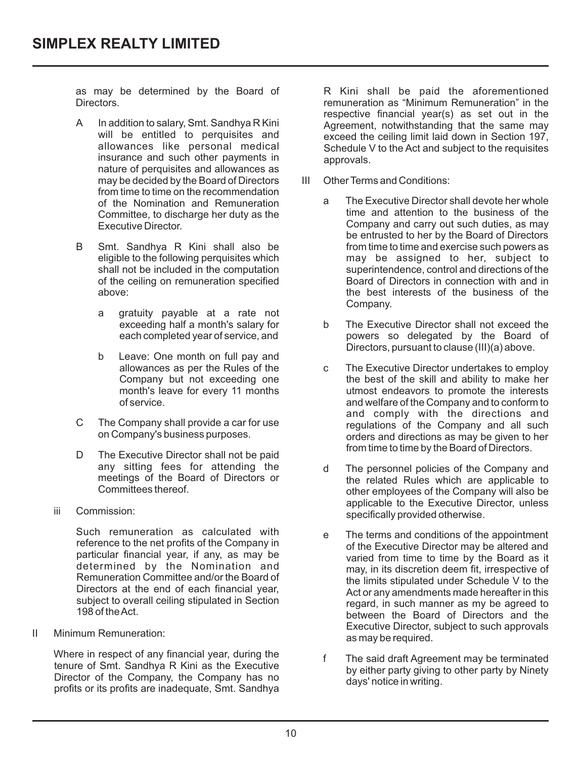as may be determined by the Board of Directors.

A In addition to salary, Smt. Sandhya R Kini will be entitled to perquisites and allowances like personal medical insurance and such other payments in nature of perquisites and allowances as may be decided by the Board of Directors from time to time on the recommendation of the Nomination and Remuneration Committee, to discharge her duty as the Executive Director.

B Smt. Sandhya R Kini shall also be eligible to the following perquisites which shall not be included in the computation of the ceiling on remuneration specified above:

a gratuity payable at a rate not exceeding half a month's salary for each completed year of service, and

b Leave: One month on full pay and allowances as per the Rules of the Company but not exceeding one month's leave for every 11 months of service.

C The Company shall provide a car for use on Company's business purposes.

D The Executive Director shall not be paid any sitting fees for attending the meetings of the Board of Directors or Committees thereof.

iii Commission:

Such remuneration as calculated with reference to the net profits of the Company in particular financial year, if any, as may be determined by the Nomination and Remuneration Committee and/or the Board of Directors at the end of each financial year, subject to overall ceiling stipulated in Section 198 of the Act.

II Minimum Remuneration:

Where in respect of any financial year, during the tenure of Smt. Sandhya R Kini as the Executive Director of the Company, the Company has no profits or its profits are inadequate, Smt. Sandhya R Kini shall be paid the aforementioned remuneration as "Minimum Remuneration" in the respective financial year(s) as set out in the Agreement, notwithstanding that the same may exceed the ceiling limit laid down in Section 197, Schedule V to the Act and subject to the requisites approvals.

III Other Terms and Conditions:

a The Executive Director shall devote her whole time and attention to the business of the Company and carry out such duties, as may be entrusted to her by the Board of Directors from time to time and exercise such powers as may be assigned to her, subject to superintendence, control and directions of the Board of Directors in connection with and in the best interests of the business of the Company.

b The Executive Director shall not exceed the powers so delegated by the Board of Directors, pursuant to clause (III)(a) above.

c The Executive Director undertakes to employ the best of the skill and ability to make her utmost endeavors to promote the interests and welfare of the Company and to conform to and comply with the directions and regulations of the Company and all such orders and directions as may be given to her from time to time by the Board of Directors.

d The personnel policies of the Company and the related Rules which are applicable to other employees of the Company will also be applicable to the Executive Director, unless specifically provided otherwise.

e The terms and conditions of the appointment of the Executive Director may be altered and varied from time to time by the Board as it may, in its discretion deem fit, irrespective of the limits stipulated under Schedule V to the Act or any amendments made hereafter in this regard, in such manner as my be agreed to between the Board of Directors and the Executive Director, subject to such approvals as may be required.

f The said draft Agreement may be terminated by either party giving to other party by Ninety days' notice in writing.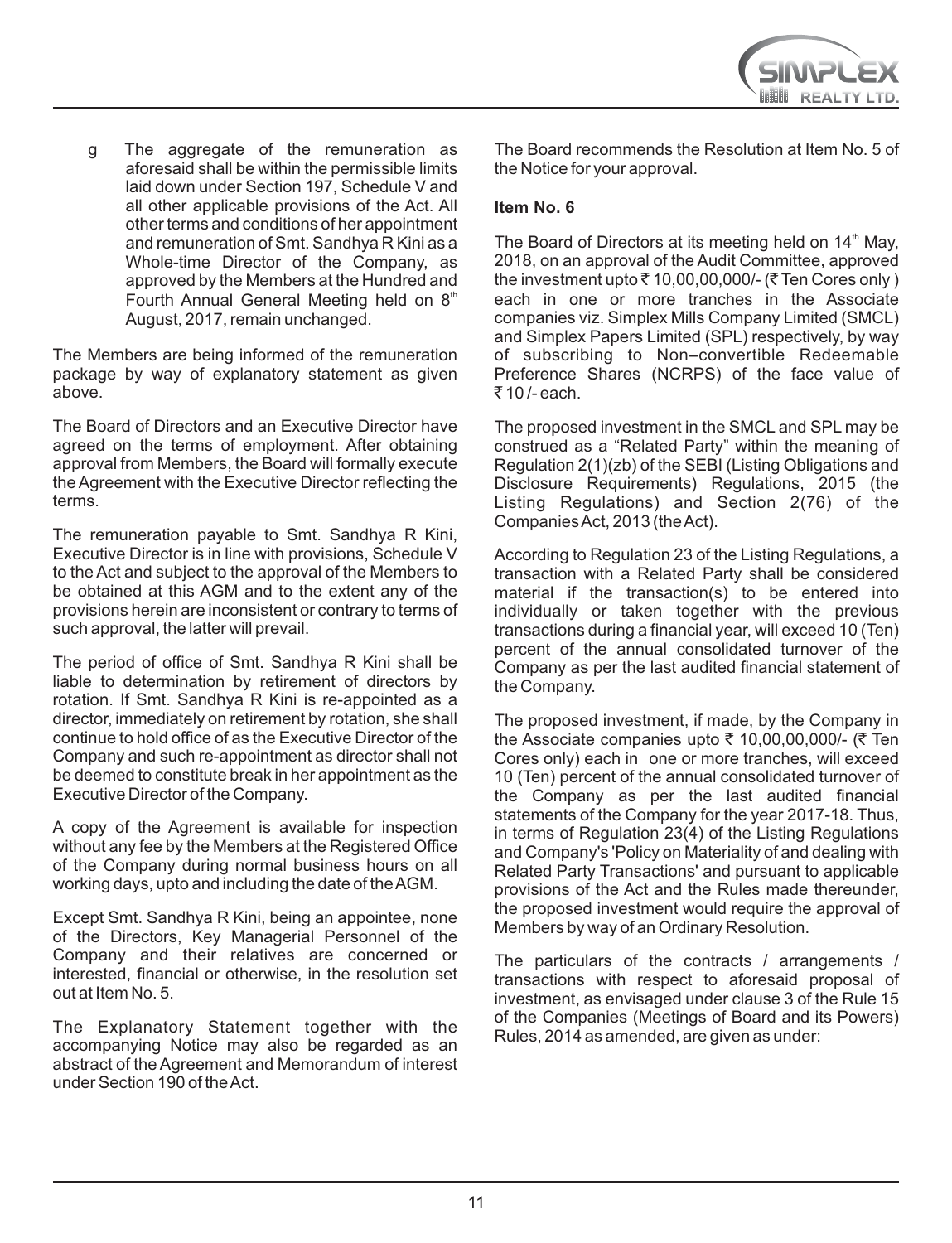g The aggregate of the remuneration as aforesaid shall be within the permissible limits laid down under Section 197, Schedule V and all other applicable provisions of the Act. All other terms and conditions of her appointment and remuneration of Smt. Sandhya R Kini as a Whole-time Director of the Company, as approved by the Members at the Hundred and Fourth Annual General Meeting held on 8th August, 2017, remain unchanged.

The Members are being informed of the remuneration package by way of explanatory statement as given above.

The Board of Directors and an Executive Director have agreed on the terms of employment. After obtaining approval from Members, the Board will formally execute the Agreement with the Executive Director reflecting the terms.

The remuneration payable to Smt. Sandhya R Kini, Executive Director is in line with provisions, Schedule V to the Act and subject to the approval of the Members to be obtained at this AGM and to the extent any of the provisions herein are inconsistent or contrary to terms of such approval, the latter will prevail.

The period of office of Smt. Sandhya R Kini shall be liable to determination by retirement of directors by rotation. If Smt. Sandhya R Kini is re-appointed as a director, immediately on retirement by rotation, she shall continue to hold office of as the Executive Director of the Company and such re-appointment as director shall not be deemed to constitute break in her appointment as the Executive Director of the Company.

A copy of the Agreement is available for inspection without any fee by the Members at the Registered Office of the Company during normal business hours on all working days, upto and including the date of the AGM.

Except Smt. Sandhya R Kini, being an appointee, none of the Directors, Key Managerial Personnel of the Company and their relatives are concerned or interested, financial or otherwise, in the resolution set out at Item No. 5.

The Explanatory Statement together with the accompanying Notice may also be regarded as an abstract of the Agreement and Memorandum of interest under Section 190 of the Act.

The Board recommends the Resolution at Item No. 5 of the Notice for your approval.

**Item No. 6**

The Board of Directors at its meeting held on 14th May, 2018, on an approval of the Audit Committee, approved the investment upto ₹ 10,00,00,000/- (₹ Ten Cores only ) each in one or more tranches in the Associate companies viz. Simplex Mills Company Limited (SMCL) and Simplex Papers Limited (SPL) respectively, by way of subscribing to Non–convertible Redeemable Preference Shares (NCRPS) of the face value of ₹ 10 /- each.

The proposed investment in the SMCL and SPL may be construed as a "Related Party" within the meaning of Regulation 2(1)(zb) of the SEBI (Listing Obligations and Disclosure Requirements) Regulations, 2015 (the Listing Regulations) and Section 2(76) of the Companies Act, 2013 (the Act).

According to Regulation 23 of the Listing Regulations, a transaction with a Related Party shall be considered material if the transaction(s) to be entered into individually or taken together with the previous transactions during a financial year, will exceed 10 (Ten) percent of the annual consolidated turnover of the Company as per the last audited financial statement of the Company.

The proposed investment, if made, by the Company in the Associate companies upto ₹ 10,00,00,000/- (₹ Ten Cores only) each in one or more tranches, will exceed 10 (Ten) percent of the annual consolidated turnover of the Company as per the last audited financial statements of the Company for the year 2017-18. Thus, in terms of Regulation 23(4) of the Listing Regulations and Company's 'Policy on Materiality of and dealing with Related Party Transactions' and pursuant to applicable provisions of the Act and the Rules made thereunder, the proposed investment would require the approval of Members by way of an Ordinary Resolution.

The particulars of the contracts / arrangements / transactions with respect to aforesaid proposal of investment, as envisaged under clause 3 of the Rule 15 of the Companies (Meetings of Board and its Powers) Rules, 2014 as amended, are given as under: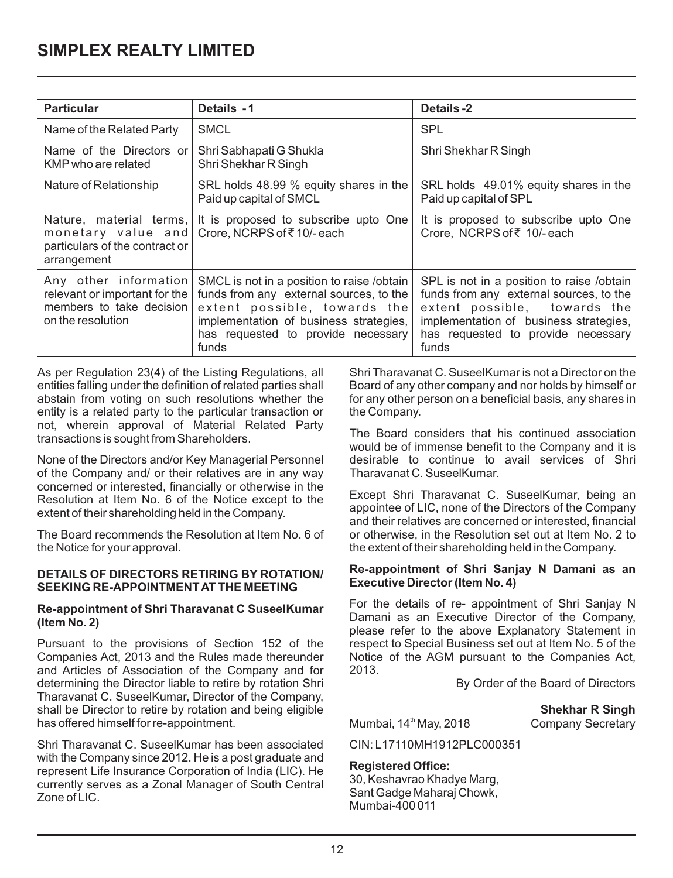| Particular | Details - 1 | Details -2 |
|---|---|---|
| Name of the Related Party | SMCL | SPL |
| Name of the Directors or KMP who are related | Shri Sabhapati G Shukla<br>Shri Shekhar R Singh | Shri Shekhar R Singh |
| Nature of Relationship | SRL holds 48.99 % equity shares in the Paid up capital of SMCL | SRL holds 49.01% equity shares in the Paid up capital of SPL |
| Nature, material terms, monetary value and particulars of the contract or arrangement | It is proposed to subscribe upto One Crore, NCRPS of ₹ 10/- each | It is proposed to subscribe upto One Crore, NCRPS of ₹ 10/- each |
| Any other information relevant or important for the members to take decision on the resolution | SMCL is not in a position to raise /obtain funds from any external sources, to the extent possible, towards the implementation of business strategies, has requested to provide necessary funds | SPL is not in a position to raise /obtain funds from any external sources, to the extent possible, towards the implementation of business strategies, has requested to provide necessary funds |

As per Regulation 23(4) of the Listing Regulations, all entities falling under the definition of related parties shall abstain from voting on such resolutions whether the entity is a related party to the particular transaction or not, wherein approval of Material Related Party transactions is sought from Shareholders.

None of the Directors and/or Key Managerial Personnel of the Company and/ or their relatives are in any way concerned or interested, financially or otherwise in the Resolution at Item No. 6 of the Notice except to the extent of their shareholding held in the Company.

The Board recommends the Resolution at Item No. 6 of the Notice for your approval.

**DETAILS OF DIRECTORS RETIRING BY ROTATION/ SEEKING RE-APPOINTMENT AT THE MEETING**

**Re-appointment of Shri Tharavanat C SuseelKumar (Item No. 2)**

Pursuant to the provisions of Section 152 of the Companies Act, 2013 and the Rules made thereunder and Articles of Association of the Company and for determining the Director liable to retire by rotation Shri Tharavanat C. SuseelKumar, Director of the Company, shall be Director to retire by rotation and being eligible has offered himself for re-appointment.

Shri Tharavanat C. SuseelKumar has been associated with the Company since 2012. He is a post graduate and represent Life Insurance Corporation of India (LIC). He currently serves as a Zonal Manager of South Central Zone of LIC.

Shri Tharavanat C. SuseelKumar is not a Director on the Board of any other company and nor holds by himself or for any other person on a beneficial basis, any shares in the Company.

The Board considers that his continued association would be of immense benefit to the Company and it is desirable to continue to avail services of Shri Tharavanat C. SuseelKumar.

Except Shri Tharavanat C. SuseelKumar, being an appointee of LIC, none of the Directors of the Company and their relatives are concerned or interested, financial or otherwise, in the Resolution set out at Item No. 2 to the extent of their shareholding held in the Company.

**Re-appointment of Shri Sanjay N Damani as an Executive Director (Item No. 4)**

For the details of re- appointment of Shri Sanjay N Damani as an Executive Director of the Company, please refer to the above Explanatory Statement in respect to Special Business set out at Item No. 5 of the Notice of the AGM pursuant to the Companies Act, 2013.

By Order of the Board of Directors

**Shekhar R Singh**
Company Secretary

Mumbai, 14th May, 2018

CIN: L17110MH1912PLC000351

**Registered Office:**
30, Keshavrao Khadye Marg,
Sant Gadge Maharaj Chowk,
Mumbai-400 011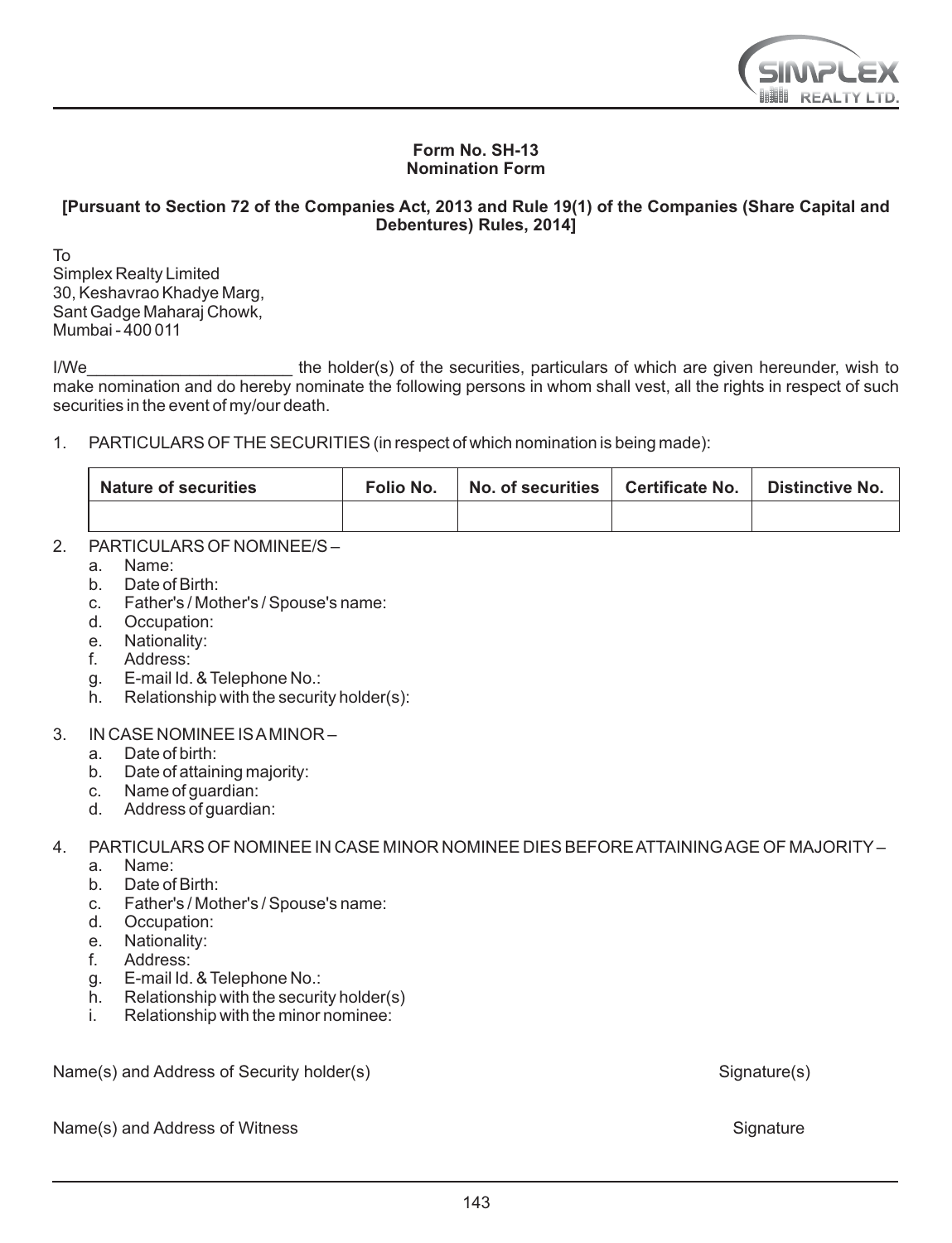**Form No. SH-13**
**Nomination Form**

**[Pursuant to Section 72 of the Companies Act, 2013 and Rule 19(1) of the Companies (Share Capital and Debentures) Rules, 2014]**

To
Simplex Realty Limited
30, Keshavrao Khadye Marg,
Sant Gadge Maharaj Chowk,
Mumbai - 400 011

I/We______________________ the holder(s) of the securities, particulars of which are given hereunder, wish to make nomination and do hereby nominate the following persons in whom shall vest, all the rights in respect of such securities in the event of my/our death.

1. PARTICULARS OF THE SECURITIES (in respect of which nomination is being made):

| Nature of securities | Folio No. | No. of securities | Certificate No. | Distinctive No. |
|---|---|---|---|---|
| | | | | |

2. PARTICULARS OF NOMINEE/S –
   a. Name:
   b. Date of Birth:
   c. Father's / Mother's / Spouse's name:
   d. Occupation:
   e. Nationality:
   f. Address:
   g. E-mail Id. & Telephone No.:
   h. Relationship with the security holder(s):

3. IN CASE NOMINEE IS A MINOR –
   a. Date of birth:
   b. Date of attaining majority:
   c. Name of guardian:
   d. Address of guardian:

4. PARTICULARS OF NOMINEE IN CASE MINOR NOMINEE DIES BEFORE ATTAINING AGE OF MAJORITY –
   a. Name:
   b. Date of Birth:
   c. Father's / Mother's / Spouse's name:
   d. Occupation:
   e. Nationality:
   f. Address:
   g. E-mail Id. & Telephone No.:
   h. Relationship with the security holder(s)
   i. Relationship with the minor nominee:

Name(s) and Address of Security holder(s) Signature(s)

Name(s) and Address of Witness Signature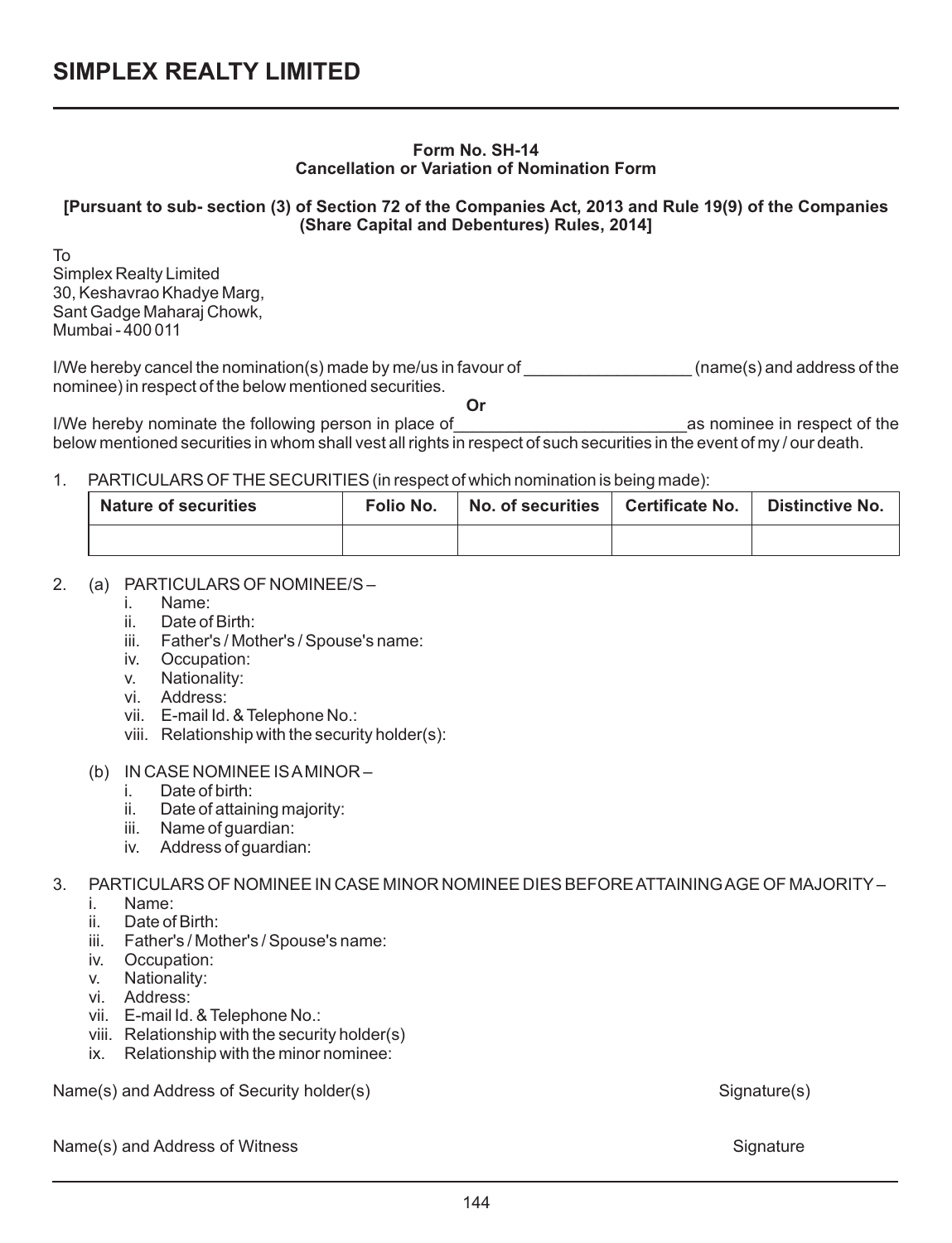# SIMPLEX REALTY LIMITED

**Form No. SH-14**
**Cancellation or Variation of Nomination Form**

**[Pursuant to sub- section (3) of Section 72 of the Companies Act, 2013 and Rule 19(9) of the Companies (Share Capital and Debentures) Rules, 2014]**

To
Simplex Realty Limited
30, Keshavrao Khadye Marg,
Sant Gadge Maharaj Chowk,
Mumbai - 400 011

I/We hereby cancel the nomination(s) made by me/us in favour of __________________ (name(s) and address of the nominee) in respect of the below mentioned securities.

**Or**

I/We hereby nominate the following person in place of_________________________as nominee in respect of the below mentioned securities in whom shall vest all rights in respect of such securities in the event of my / our death.

1. PARTICULARS OF THE SECURITIES (in respect of which nomination is being made):

| Nature of securities | Folio No. | No. of securities | Certificate No. | Distinctive No. |
|---|---|---|---|---|
| | | | | |

2. (a) PARTICULARS OF NOMINEE/S –
   i. Name:
   ii. Date of Birth:
   iii. Father's / Mother's / Spouse's name:
   iv. Occupation:
   v. Nationality:
   vi. Address:
   vii. E-mail Id. & Telephone No.:
   viii. Relationship with the security holder(s):

   (b) IN CASE NOMINEE IS A MINOR –
   i. Date of birth:
   ii. Date of attaining majority:
   iii. Name of guardian:
   iv. Address of guardian:

3. PARTICULARS OF NOMINEE IN CASE MINOR NOMINEE DIES BEFORE ATTAINING AGE OF MAJORITY –
   i. Name:
   ii. Date of Birth:
   iii. Father's / Mother's / Spouse's name:
   iv. Occupation:
   v. Nationality:
   vi. Address:
   vii. E-mail Id. & Telephone No.:
   viii. Relationship with the security holder(s)
   ix. Relationship with the minor nominee:

Name(s) and Address of Security holder(s) Signature(s)

Name(s) and Address of Witness Signature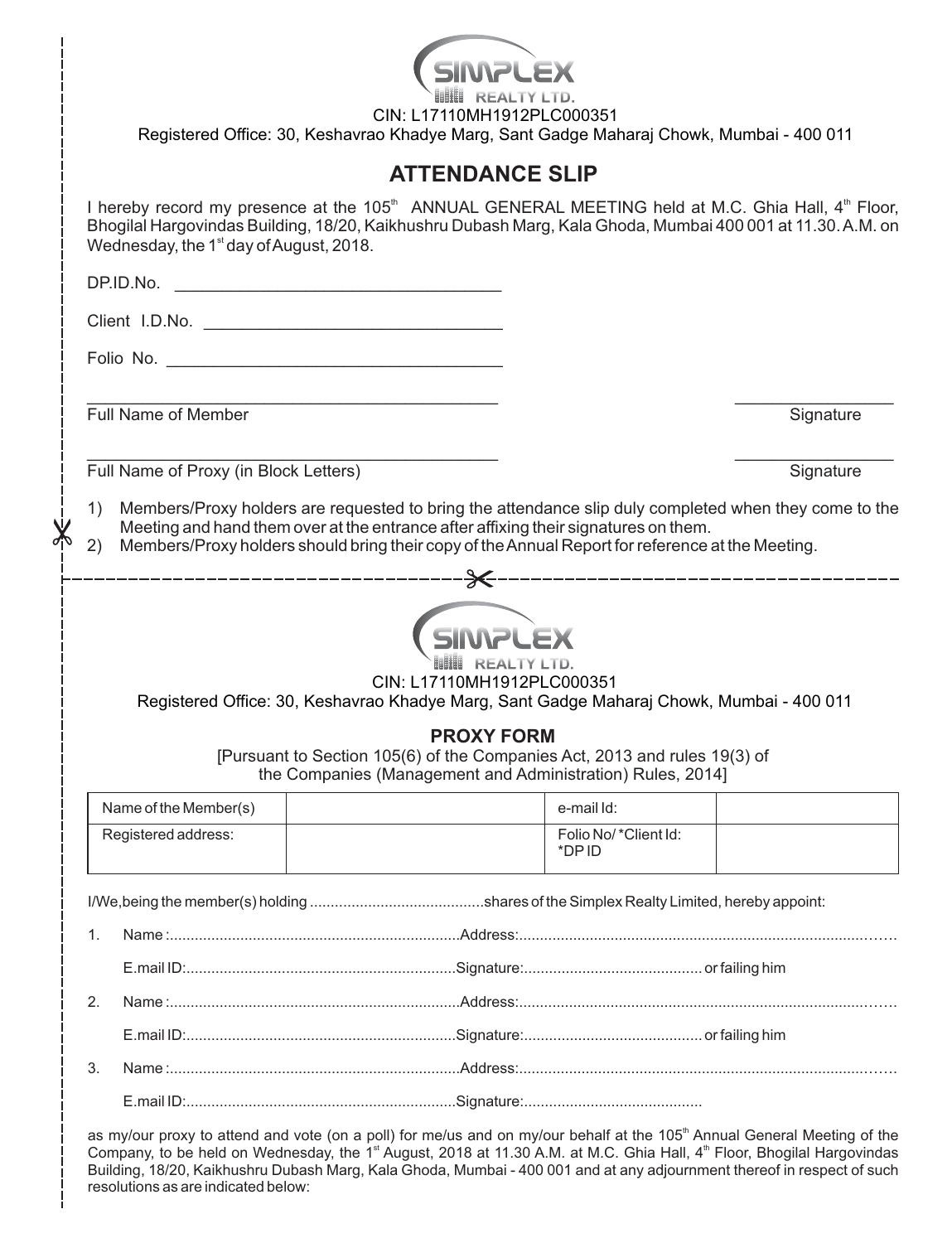CIN: L17110MH1912PLC000351

Registered Office: 30, Keshavrao Khadye Marg, Sant Gadge Maharaj Chowk, Mumbai - 400 011

## ATTENDANCE SLIP

I hereby record my presence at the 105th ANNUAL GENERAL MEETING held at M.C. Ghia Hall, 4th Floor, Bhogilal Hargovindas Building, 18/20, Kaikhushru Dubash Marg, Kala Ghoda, Mumbai 400 001 at 11.30. A.M. on Wednesday, the 1st day of August, 2018.

DP.ID.No. ___________________________________

Client I.D.No. ________________________________

Folio No. _____________________________________

_____________________________________________ _________________

Full Name of Member Signature

_____________________________________________ _________________

Full Name of Proxy (in Block Letters) Signature

1) Members/Proxy holders are requested to bring the attendance slip duly completed when they come to the Meeting and hand them over at the entrance after affixing their signatures on them.
2) Members/Proxy holders should bring their copy of the Annual Report for reference at the Meeting.

---

CIN: L17110MH1912PLC000351

Registered Office: 30, Keshavrao Khadye Marg, Sant Gadge Maharaj Chowk, Mumbai - 400 011

## PROXY FORM

[Pursuant to Section 105(6) of the Companies Act, 2013 and rules 19(3) of the Companies (Management and Administration) Rules, 2014]

| Name of the Member(s) | | e-mail Id: | |
|---|---|---|---|
| Registered address: | | Folio No/ *Client Id: *DP ID | |

I/We, being the member(s) holding ..........................................shares of the Simplex Realty Limited, hereby appoint:

1. Name :......................................................................Address:.........................................................................................

   E.mail ID:.................................................................Signature:.......................................... or failing him

2. Name :......................................................................Address:.........................................................................................

   E.mail ID:.................................................................Signature:.......................................... or failing him

3. Name :......................................................................Address:.........................................................................................

   E.mail ID:.................................................................Signature:..........................................

as my/our proxy to attend and vote (on a poll) for me/us and on my/our behalf at the 105th Annual General Meeting of the Company, to be held on Wednesday, the 1st August, 2018 at 11.30 A.M. at M.C. Ghia Hall, 4th Floor, Bhogilal Hargovindas Building, 18/20, Kaikhushru Dubash Marg, Kala Ghoda, Mumbai - 400 001 and at any adjournment thereof in respect of such resolutions as are indicated below: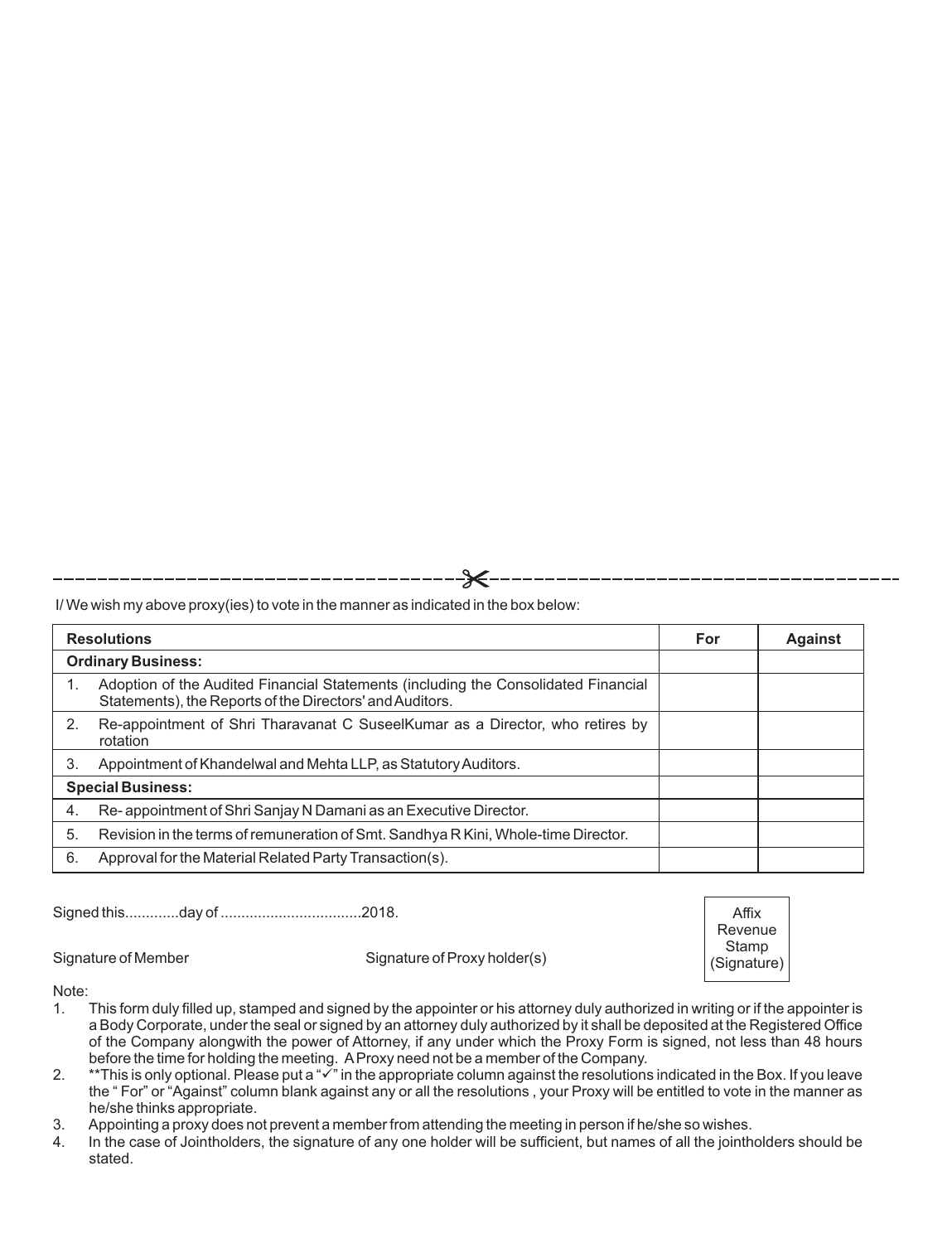I/ We wish my above proxy(ies) to vote in the manner as indicated in the box below:

| Resolutions | For | Against |
|---|---|---|
| **Ordinary Business:** | | |
| 1. Adoption of the Audited Financial Statements (including the Consolidated Financial Statements), the Reports of the Directors' and Auditors. | | |
| 2. Re-appointment of Shri Tharavanat C SuseelKumar as a Director, who retires by rotation | | |
| 3. Appointment of Khandelwal and Mehta LLP, as Statutory Auditors. | | |
| **Special Business:** | | |
| 4. Re- appointment of Shri Sanjay N Damani as an Executive Director. | | |
| 5. Revision in the terms of remuneration of Smt. Sandhya R Kini, Whole-time Director. | | |
| 6. Approval for the Material Related Party Transaction(s). | | |

Signed this.............day of ..................................2018.

Signature of Member                    Signature of Proxy holder(s)

Affix Revenue Stamp (Signature)

Note:

1. This form duly filled up, stamped and signed by the appointer or his attorney duly authorized in writing or if the appointer is a Body Corporate, under the seal or signed by an attorney duly authorized by it shall be deposited at the Registered Office of the Company alongwith the power of Attorney, if any under which the Proxy Form is signed, not less than 48 hours before the time for holding the meeting. A Proxy need not be a member of the Company.
2. **This is only optional. Please put a "✓" in the appropriate column against the resolutions indicated in the Box. If you leave the " For" or "Against" column blank against any or all the resolutions , your Proxy will be entitled to vote in the manner as he/she thinks appropriate.
3. Appointing a proxy does not prevent a member from attending the meeting in person if he/she so wishes.
4. In the case of Jointholders, the signature of any one holder will be sufficient, but names of all the jointholders should be stated.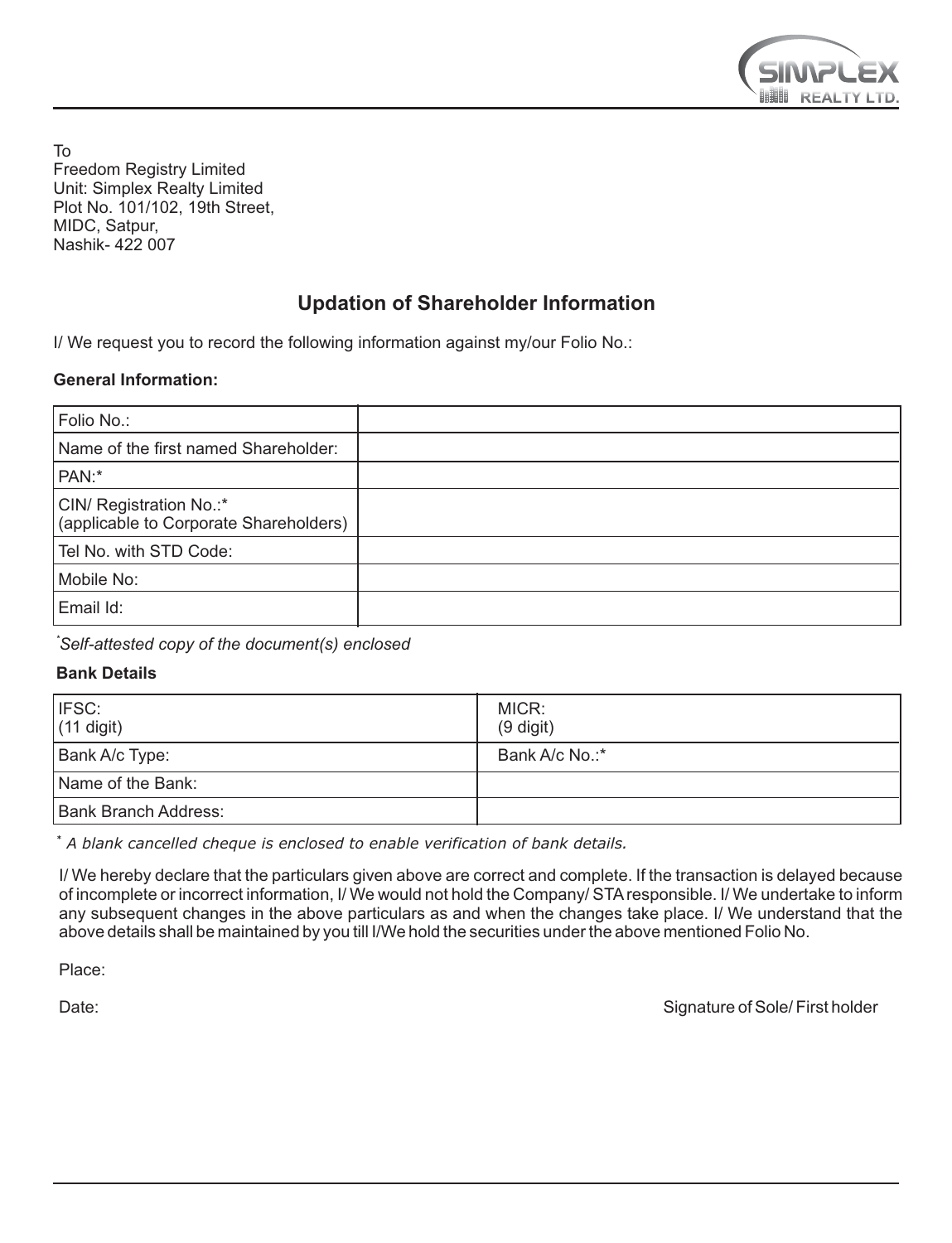To
Freedom Registry Limited
Unit: Simplex Realty Limited
Plot No. 101/102, 19th Street,
MIDC, Satpur,
Nashik- 422 007

## Updation of Shareholder Information

I/ We request you to record the following information against my/our Folio No.:

**General Information:**

| | |
|---|---|
| Folio No.: | |
| Name of the first named Shareholder: | |
| PAN:* | |
| CIN/ Registration No.:* (applicable to Corporate Shareholders) | |
| Tel No. with STD Code: | |
| Mobile No: | |
| Email Id: | |

*\*Self-attested copy of the document(s) enclosed*

**Bank Details**

| | |
|---|---|
| IFSC: (11 digit) | MICR: (9 digit) |
| Bank A/c Type: | Bank A/c No.:* |
| Name of the Bank: | |
| Bank Branch Address: | |

*\* A blank cancelled cheque is enclosed to enable verification of bank details.*

I/ We hereby declare that the particulars given above are correct and complete. If the transaction is delayed because of incomplete or incorrect information, I/ We would not hold the Company/ STA responsible. I/ We undertake to inform any subsequent changes in the above particulars as and when the changes take place. I/ We understand that the above details shall be maintained by you till I/We hold the securities under the above mentioned Folio No.

Place:

Date: Signature of Sole/ First holder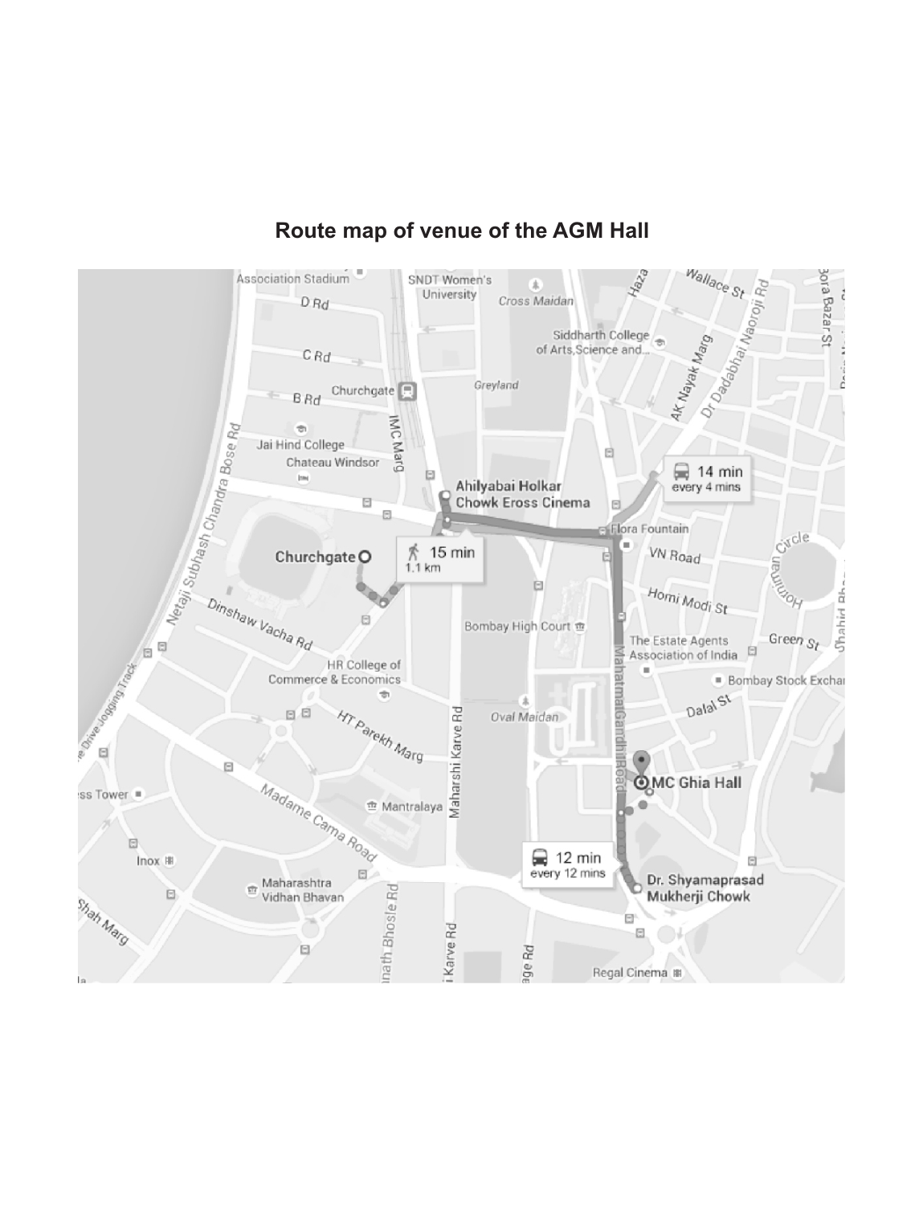# Route map of venue of the AGM Hall

Churchgate

15 min
1.1 km

Ahilyabai Holkar Chowk Eross Cinema

Flora Fountain

14 min
every 4 mins

Mahatma Gandhi Road

MC Ghia Hall

12 min
every 12 mins

Dr. Shyamaprasad Mukherji Chowk